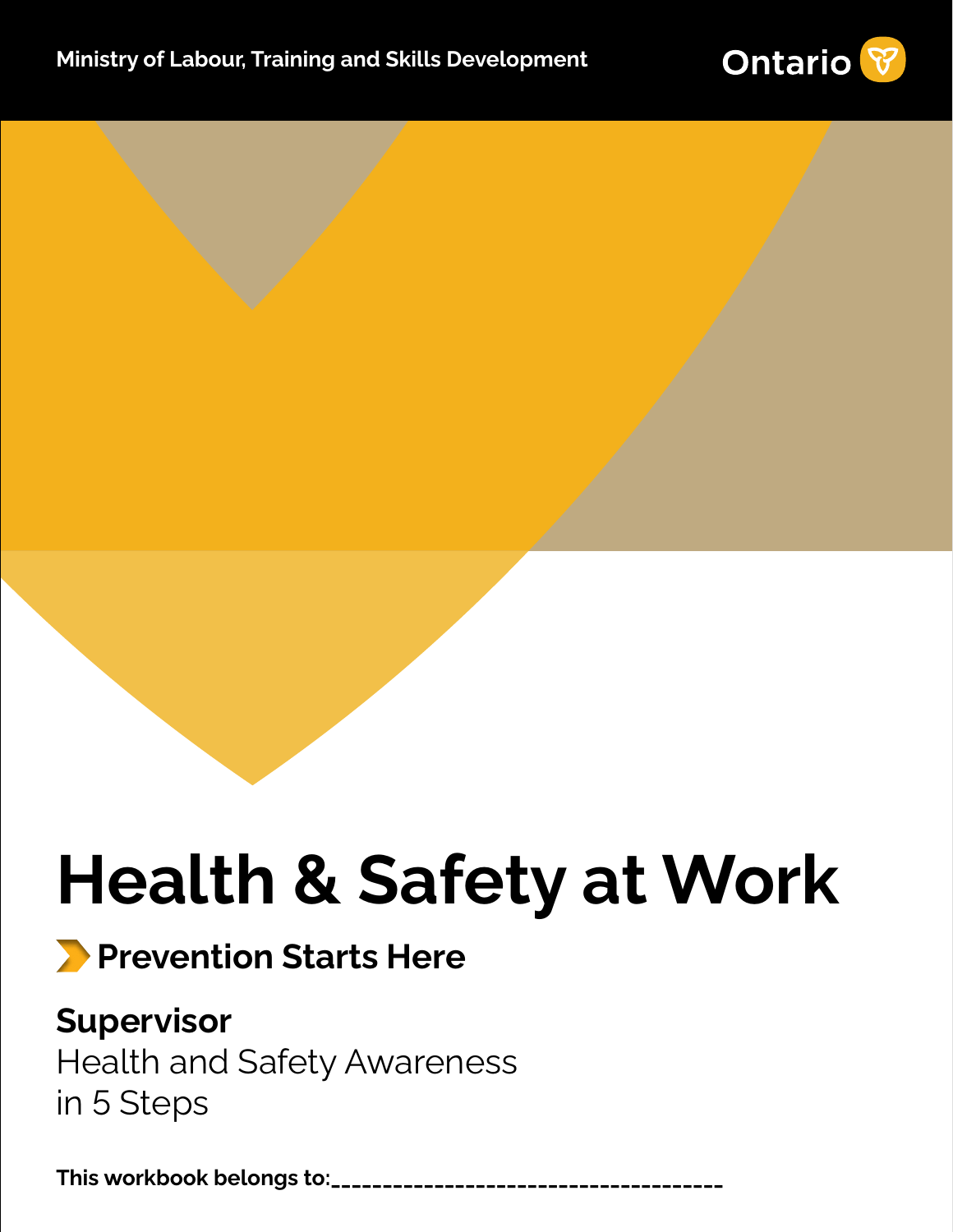Ministry of Labour, Training and Skills Development

Ontario

# Health & Safety at Work

## Prevention Starts Here

**Supervisor**

Health and Safety Awareness
in 5 Steps

**This workbook belongs to:**_____________________________________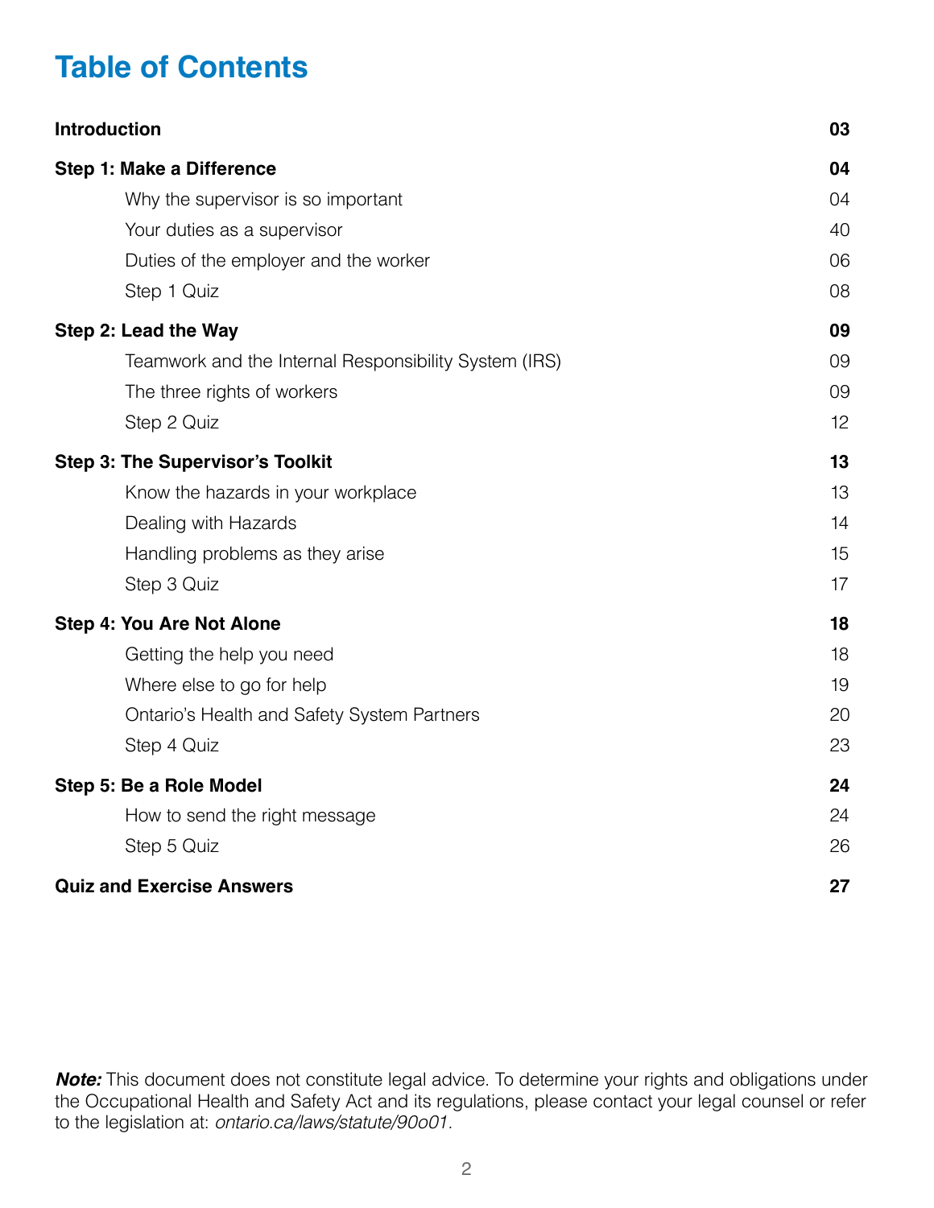# Table of Contents

| | |
|---|---|
| **Introduction** | **03** |
| **Step 1: Make a Difference** | **04** |
| Why the supervisor is so important | 04 |
| Your duties as a supervisor | 40 |
| Duties of the employer and the worker | 06 |
| Step 1 Quiz | 08 |
| **Step 2: Lead the Way** | **09** |
| Teamwork and the Internal Responsibility System (IRS) | 09 |
| The three rights of workers | 09 |
| Step 2 Quiz | 12 |
| **Step 3: The Supervisor's Toolkit** | **13** |
| Know the hazards in your workplace | 13 |
| Dealing with Hazards | 14 |
| Handling problems as they arise | 15 |
| Step 3 Quiz | 17 |
| **Step 4: You Are Not Alone** | **18** |
| Getting the help you need | 18 |
| Where else to go for help | 19 |
| Ontario's Health and Safety System Partners | 20 |
| Step 4 Quiz | 23 |
| **Step 5: Be a Role Model** | **24** |
| How to send the right message | 24 |
| Step 5 Quiz | 26 |
| **Quiz and Exercise Answers** | **27** |

***Note:*** This document does not constitute legal advice. To determine your rights and obligations under the Occupational Health and Safety Act and its regulations, please contact your legal counsel or refer to the legislation at: *ontario.ca/laws/statute/90o01.*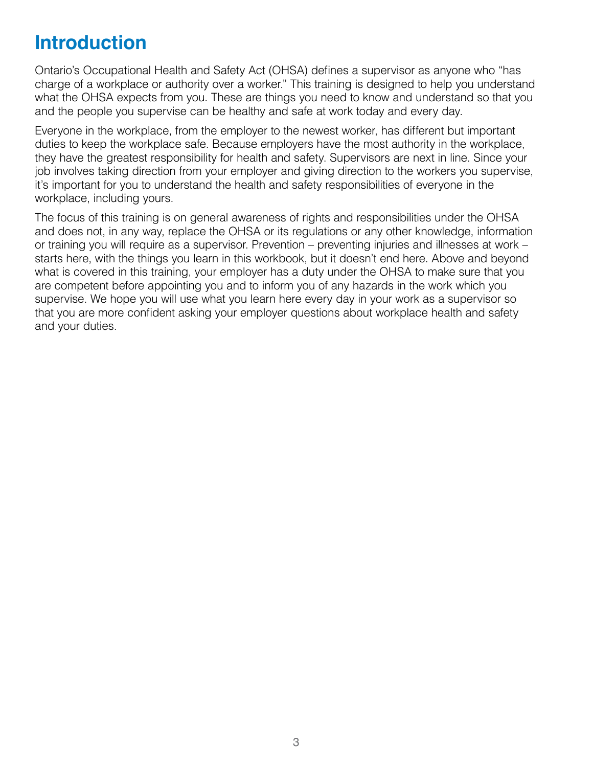# Introduction

Ontario's Occupational Health and Safety Act (OHSA) defines a supervisor as anyone who "has charge of a workplace or authority over a worker." This training is designed to help you understand what the OHSA expects from you. These are things you need to know and understand so that you and the people you supervise can be healthy and safe at work today and every day.

Everyone in the workplace, from the employer to the newest worker, has different but important duties to keep the workplace safe. Because employers have the most authority in the workplace, they have the greatest responsibility for health and safety. Supervisors are next in line. Since your job involves taking direction from your employer and giving direction to the workers you supervise, it's important for you to understand the health and safety responsibilities of everyone in the workplace, including yours.

The focus of this training is on general awareness of rights and responsibilities under the OHSA and does not, in any way, replace the OHSA or its regulations or any other knowledge, information or training you will require as a supervisor. Prevention – preventing injuries and illnesses at work – starts here, with the things you learn in this workbook, but it doesn't end here. Above and beyond what is covered in this training, your employer has a duty under the OHSA to make sure that you are competent before appointing you and to inform you of any hazards in the work which you supervise. We hope you will use what you learn here every day in your work as a supervisor so that you are more confident asking your employer questions about workplace health and safety and your duties.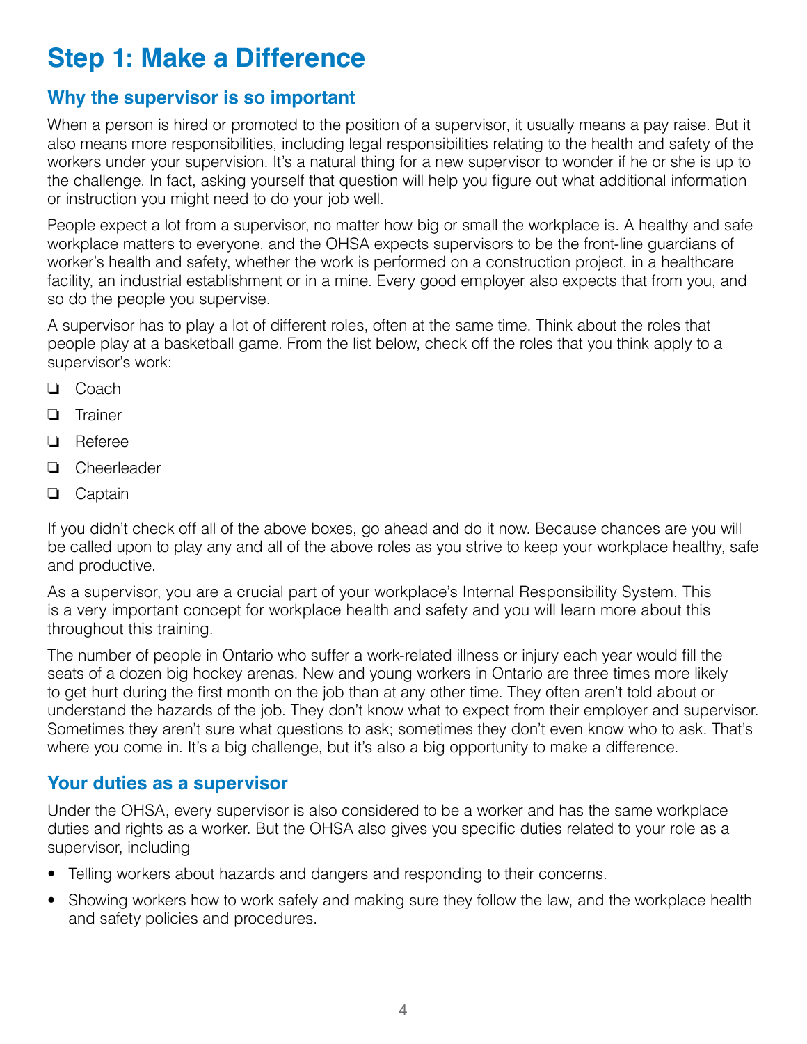# Step 1: Make a Difference

## Why the supervisor is so important

When a person is hired or promoted to the position of a supervisor, it usually means a pay raise. But it also means more responsibilities, including legal responsibilities relating to the health and safety of the workers under your supervision. It's a natural thing for a new supervisor to wonder if he or she is up to the challenge. In fact, asking yourself that question will help you figure out what additional information or instruction you might need to do your job well.

People expect a lot from a supervisor, no matter how big or small the workplace is. A healthy and safe workplace matters to everyone, and the OHSA expects supervisors to be the front-line guardians of worker's health and safety, whether the work is performed on a construction project, in a healthcare facility, an industrial establishment or in a mine. Every good employer also expects that from you, and so do the people you supervise.

A supervisor has to play a lot of different roles, often at the same time. Think about the roles that people play at a basketball game. From the list below, check off the roles that you think apply to a supervisor's work:

- ❏ Coach
- ❏ Trainer
- ❏ Referee
- ❏ Cheerleader
- ❏ Captain

If you didn't check off all of the above boxes, go ahead and do it now. Because chances are you will be called upon to play any and all of the above roles as you strive to keep your workplace healthy, safe and productive.

As a supervisor, you are a crucial part of your workplace's Internal Responsibility System. This is a very important concept for workplace health and safety and you will learn more about this throughout this training.

The number of people in Ontario who suffer a work-related illness or injury each year would fill the seats of a dozen big hockey arenas. New and young workers in Ontario are three times more likely to get hurt during the first month on the job than at any other time. They often aren't told about or understand the hazards of the job. They don't know what to expect from their employer and supervisor. Sometimes they aren't sure what questions to ask; sometimes they don't even know who to ask. That's where you come in. It's a big challenge, but it's also a big opportunity to make a difference.

## Your duties as a supervisor

Under the OHSA, every supervisor is also considered to be a worker and has the same workplace duties and rights as a worker. But the OHSA also gives you specific duties related to your role as a supervisor, including

- Telling workers about hazards and dangers and responding to their concerns.
- Showing workers how to work safely and making sure they follow the law, and the workplace health and safety policies and procedures.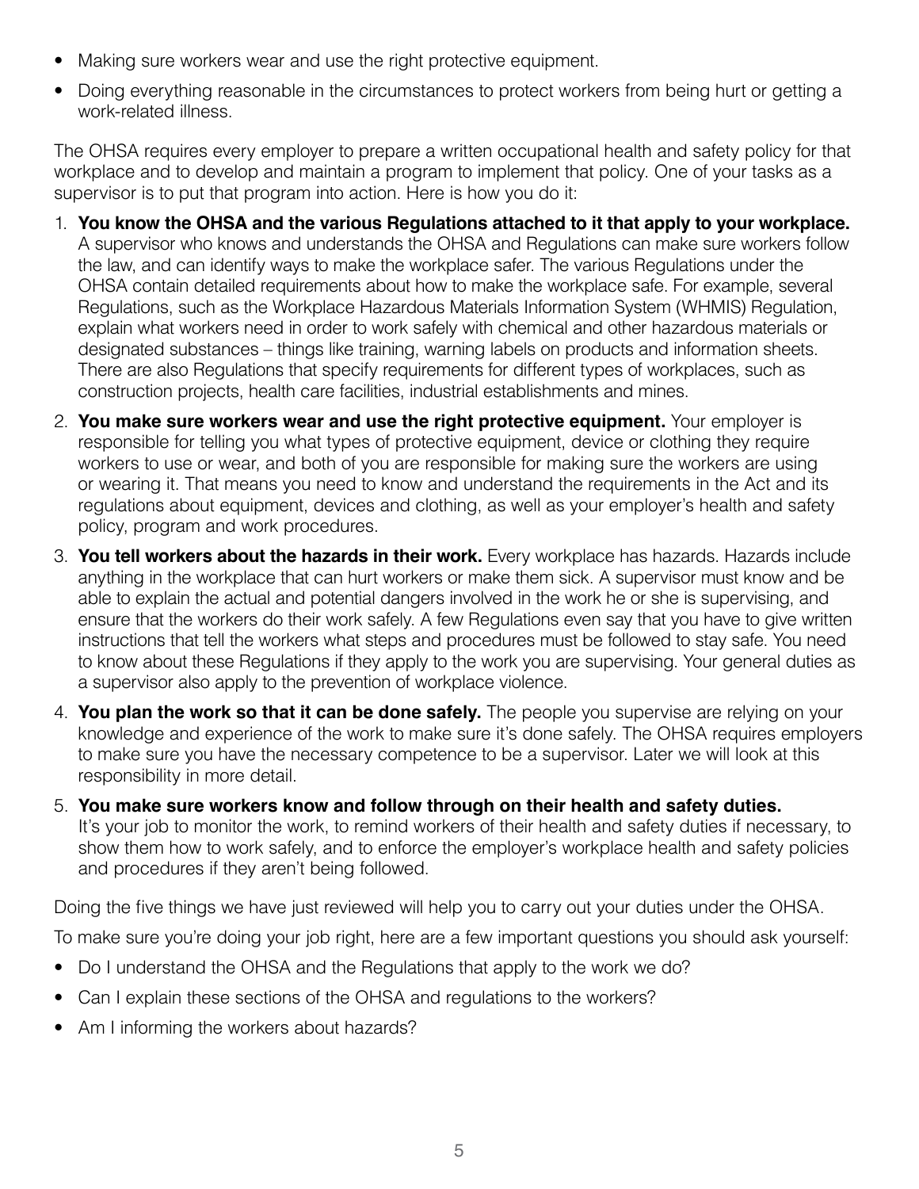- Making sure workers wear and use the right protective equipment.
- Doing everything reasonable in the circumstances to protect workers from being hurt or getting a work-related illness.

The OHSA requires every employer to prepare a written occupational health and safety policy for that workplace and to develop and maintain a program to implement that policy. One of your tasks as a supervisor is to put that program into action. Here is how you do it:

1. **You know the OHSA and the various Regulations attached to it that apply to your workplace.** A supervisor who knows and understands the OHSA and Regulations can make sure workers follow the law, and can identify ways to make the workplace safer. The various Regulations under the OHSA contain detailed requirements about how to make the workplace safe. For example, several Regulations, such as the Workplace Hazardous Materials Information System (WHMIS) Regulation, explain what workers need in order to work safely with chemical and other hazardous materials or designated substances – things like training, warning labels on products and information sheets. There are also Regulations that specify requirements for different types of workplaces, such as construction projects, health care facilities, industrial establishments and mines.
2. **You make sure workers wear and use the right protective equipment.** Your employer is responsible for telling you what types of protective equipment, device or clothing they require workers to use or wear, and both of you are responsible for making sure the workers are using or wearing it. That means you need to know and understand the requirements in the Act and its regulations about equipment, devices and clothing, as well as your employer's health and safety policy, program and work procedures.
3. **You tell workers about the hazards in their work.** Every workplace has hazards. Hazards include anything in the workplace that can hurt workers or make them sick. A supervisor must know and be able to explain the actual and potential dangers involved in the work he or she is supervising, and ensure that the workers do their work safely. A few Regulations even say that you have to give written instructions that tell the workers what steps and procedures must be followed to stay safe. You need to know about these Regulations if they apply to the work you are supervising. Your general duties as a supervisor also apply to the prevention of workplace violence.
4. **You plan the work so that it can be done safely.** The people you supervise are relying on your knowledge and experience of the work to make sure it's done safely. The OHSA requires employers to make sure you have the necessary competence to be a supervisor. Later we will look at this responsibility in more detail.
5. **You make sure workers know and follow through on their health and safety duties.** It's your job to monitor the work, to remind workers of their health and safety duties if necessary, to show them how to work safely, and to enforce the employer's workplace health and safety policies and procedures if they aren't being followed.

Doing the five things we have just reviewed will help you to carry out your duties under the OHSA.

To make sure you're doing your job right, here are a few important questions you should ask yourself:

- Do I understand the OHSA and the Regulations that apply to the work we do?
- Can I explain these sections of the OHSA and regulations to the workers?
- Am I informing the workers about hazards?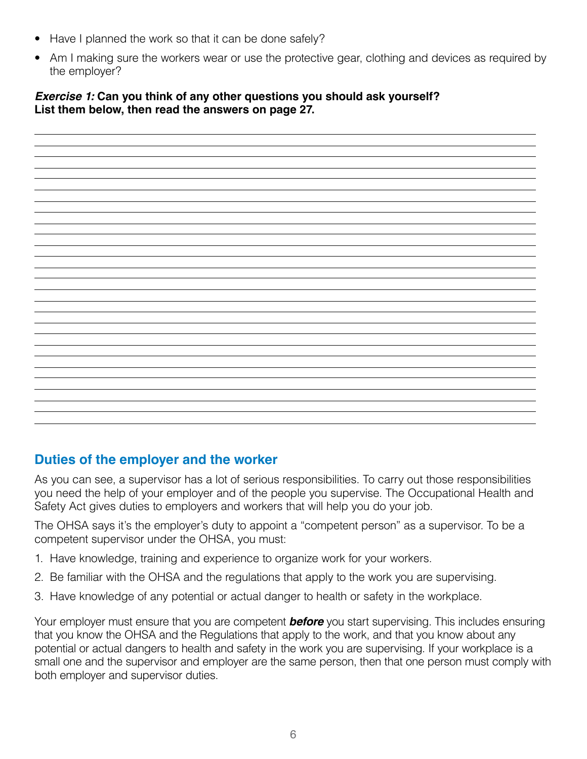- Have I planned the work so that it can be done safely?
- Am I making sure the workers wear or use the protective gear, clothing and devices as required by the employer?

***Exercise 1:*** **Can you think of any other questions you should ask yourself? List them below, then read the answers on page 27.**

## Duties of the employer and the worker

As you can see, a supervisor has a lot of serious responsibilities. To carry out those responsibilities you need the help of your employer and of the people you supervise. The Occupational Health and Safety Act gives duties to employers and workers that will help you do your job.

The OHSA says it's the employer's duty to appoint a "competent person" as a supervisor. To be a competent supervisor under the OHSA, you must:

1. Have knowledge, training and experience to organize work for your workers.
2. Be familiar with the OHSA and the regulations that apply to the work you are supervising.
3. Have knowledge of any potential or actual danger to health or safety in the workplace.

Your employer must ensure that you are competent ***before*** you start supervising. This includes ensuring that you know the OHSA and the Regulations that apply to the work, and that you know about any potential or actual dangers to health and safety in the work you are supervising. If your workplace is a small one and the supervisor and employer are the same person, then that one person must comply with both employer and supervisor duties.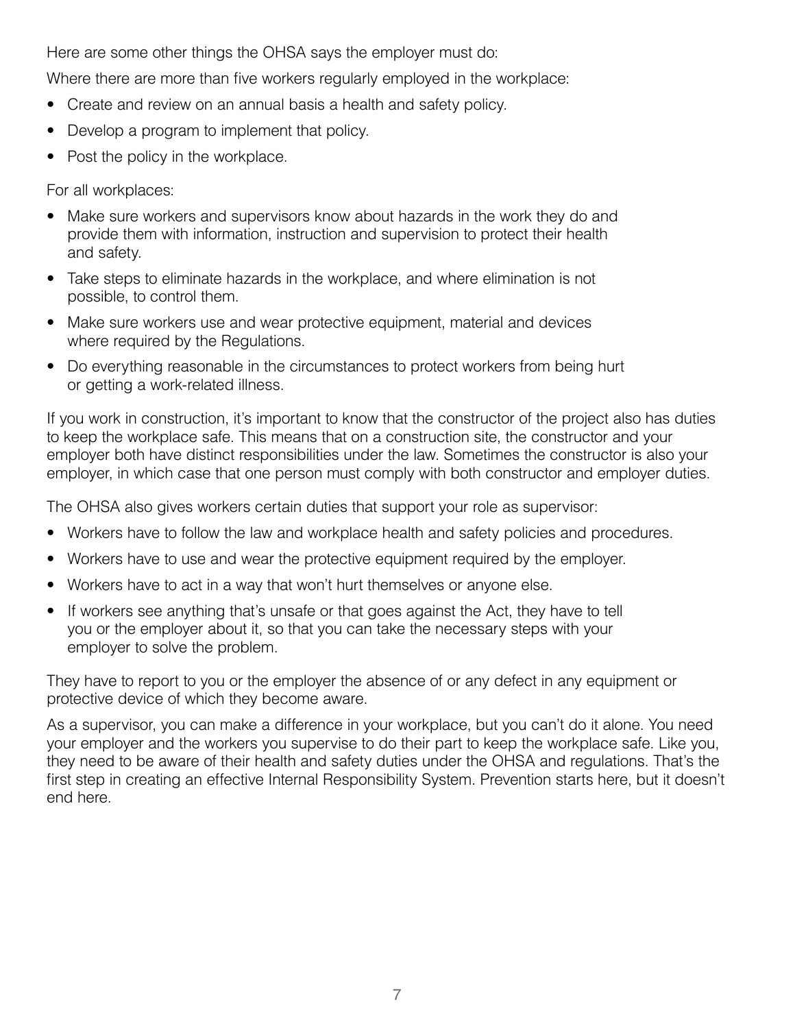Here are some other things the OHSA says the employer must do:

Where there are more than five workers regularly employed in the workplace:

- Create and review on an annual basis a health and safety policy.
- Develop a program to implement that policy.
- Post the policy in the workplace.

For all workplaces:

- Make sure workers and supervisors know about hazards in the work they do and provide them with information, instruction and supervision to protect their health and safety.
- Take steps to eliminate hazards in the workplace, and where elimination is not possible, to control them.
- Make sure workers use and wear protective equipment, material and devices where required by the Regulations.
- Do everything reasonable in the circumstances to protect workers from being hurt or getting a work-related illness.

If you work in construction, it's important to know that the constructor of the project also has duties to keep the workplace safe. This means that on a construction site, the constructor and your employer both have distinct responsibilities under the law. Sometimes the constructor is also your employer, in which case that one person must comply with both constructor and employer duties.

The OHSA also gives workers certain duties that support your role as supervisor:

- Workers have to follow the law and workplace health and safety policies and procedures.
- Workers have to use and wear the protective equipment required by the employer.
- Workers have to act in a way that won't hurt themselves or anyone else.
- If workers see anything that's unsafe or that goes against the Act, they have to tell you or the employer about it, so that you can take the necessary steps with your employer to solve the problem.

They have to report to you or the employer the absence of or any defect in any equipment or protective device of which they become aware.

As a supervisor, you can make a difference in your workplace, but you can't do it alone. You need your employer and the workers you supervise to do their part to keep the workplace safe. Like you, they need to be aware of their health and safety duties under the OHSA and regulations. That's the first step in creating an effective Internal Responsibility System. Prevention starts here, but it doesn't end here.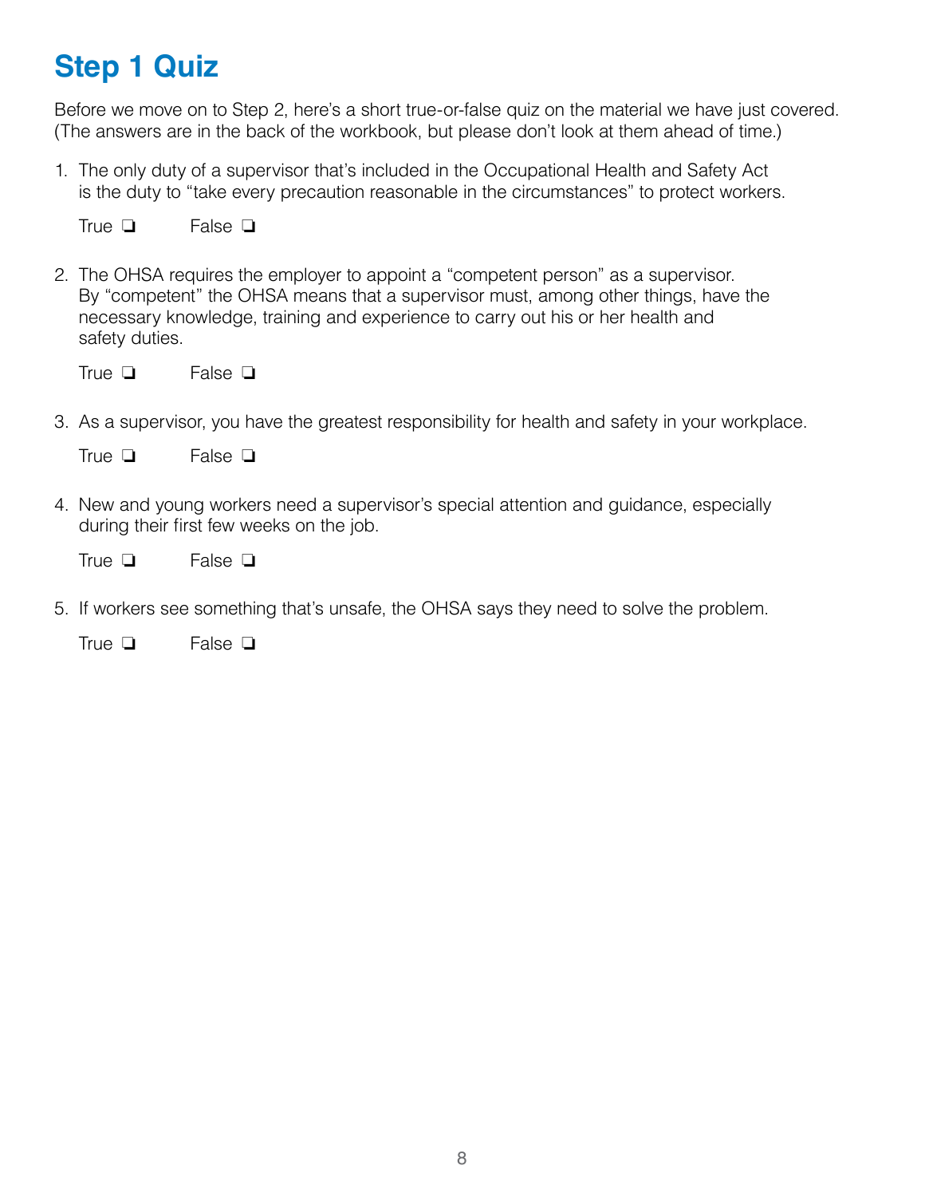# Step 1 Quiz

Before we move on to Step 2, here's a short true-or-false quiz on the material we have just covered. (The answers are in the back of the workbook, but please don't look at them ahead of time.)

1. The only duty of a supervisor that's included in the Occupational Health and Safety Act is the duty to "take every precaution reasonable in the circumstances" to protect workers.

   True ❏ False ❏

2. The OHSA requires the employer to appoint a "competent person" as a supervisor. By "competent" the OHSA means that a supervisor must, among other things, have the necessary knowledge, training and experience to carry out his or her health and safety duties.

   True ❏ False ❏

3. As a supervisor, you have the greatest responsibility for health and safety in your workplace.

   True ❏ False ❏

4. New and young workers need a supervisor's special attention and guidance, especially during their first few weeks on the job.

   True ❏ False ❏

5. If workers see something that's unsafe, the OHSA says they need to solve the problem.

   True ❏ False ❏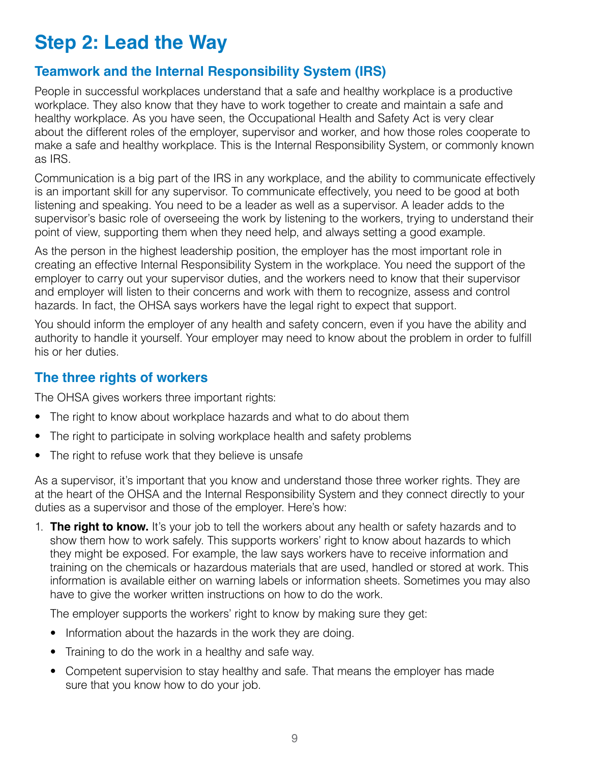# Step 2: Lead the Way

## Teamwork and the Internal Responsibility System (IRS)

People in successful workplaces understand that a safe and healthy workplace is a productive workplace. They also know that they have to work together to create and maintain a safe and healthy workplace. As you have seen, the Occupational Health and Safety Act is very clear about the different roles of the employer, supervisor and worker, and how those roles cooperate to make a safe and healthy workplace. This is the Internal Responsibility System, or commonly known as IRS.

Communication is a big part of the IRS in any workplace, and the ability to communicate effectively is an important skill for any supervisor. To communicate effectively, you need to be good at both listening and speaking. You need to be a leader as well as a supervisor. A leader adds to the supervisor's basic role of overseeing the work by listening to the workers, trying to understand their point of view, supporting them when they need help, and always setting a good example.

As the person in the highest leadership position, the employer has the most important role in creating an effective Internal Responsibility System in the workplace. You need the support of the employer to carry out your supervisor duties, and the workers need to know that their supervisor and employer will listen to their concerns and work with them to recognize, assess and control hazards. In fact, the OHSA says workers have the legal right to expect that support.

You should inform the employer of any health and safety concern, even if you have the ability and authority to handle it yourself. Your employer may need to know about the problem in order to fulfill his or her duties.

## The three rights of workers

The OHSA gives workers three important rights:

- The right to know about workplace hazards and what to do about them
- The right to participate in solving workplace health and safety problems
- The right to refuse work that they believe is unsafe

As a supervisor, it's important that you know and understand those three worker rights. They are at the heart of the OHSA and the Internal Responsibility System and they connect directly to your duties as a supervisor and those of the employer. Here's how:

1. **The right to know.** It's your job to tell the workers about any health or safety hazards and to show them how to work safely. This supports workers' right to know about hazards to which they might be exposed. For example, the law says workers have to receive information and training on the chemicals or hazardous materials that are used, handled or stored at work. This information is available either on warning labels or information sheets. Sometimes you may also have to give the worker written instructions on how to do the work.

   The employer supports the workers' right to know by making sure they get:

   - Information about the hazards in the work they are doing.
   - Training to do the work in a healthy and safe way.
   - Competent supervision to stay healthy and safe. That means the employer has made sure that you know how to do your job.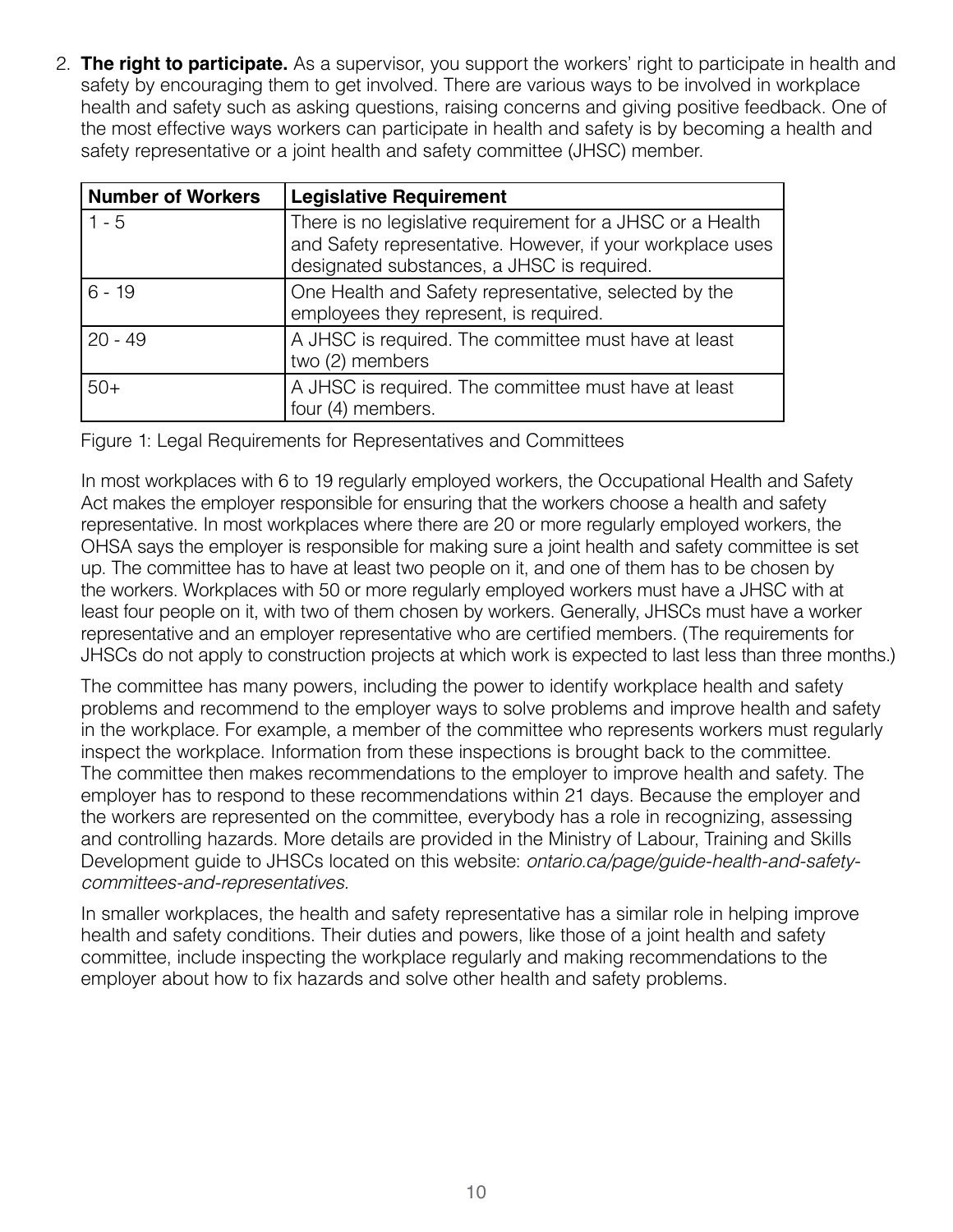2. **The right to participate.** As a supervisor, you support the workers' right to participate in health and safety by encouraging them to get involved. There are various ways to be involved in workplace health and safety such as asking questions, raising concerns and giving positive feedback. One of the most effective ways workers can participate in health and safety is by becoming a health and safety representative or a joint health and safety committee (JHSC) member.

| **Number of Workers** | **Legislative Requirement** |
| --- | --- |
| 1 - 5 | There is no legislative requirement for a JHSC or a Health and Safety representative. However, if your workplace uses designated substances, a JHSC is required. |
| 6 - 19 | One Health and Safety representative, selected by the employees they represent, is required. |
| 20 - 49 | A JHSC is required. The committee must have at least two (2) members |
| 50+ | A JHSC is required. The committee must have at least four (4) members. |

Figure 1: Legal Requirements for Representatives and Committees

In most workplaces with 6 to 19 regularly employed workers, the Occupational Health and Safety Act makes the employer responsible for ensuring that the workers choose a health and safety representative. In most workplaces where there are 20 or more regularly employed workers, the OHSA says the employer is responsible for making sure a joint health and safety committee is set up. The committee has to have at least two people on it, and one of them has to be chosen by the workers. Workplaces with 50 or more regularly employed workers must have a JHSC with at least four people on it, with two of them chosen by workers. Generally, JHSCs must have a worker representative and an employer representative who are certified members. (The requirements for JHSCs do not apply to construction projects at which work is expected to last less than three months.)

The committee has many powers, including the power to identify workplace health and safety problems and recommend to the employer ways to solve problems and improve health and safety in the workplace. For example, a member of the committee who represents workers must regularly inspect the workplace. Information from these inspections is brought back to the committee. The committee then makes recommendations to the employer to improve health and safety. The employer has to respond to these recommendations within 21 days. Because the employer and the workers are represented on the committee, everybody has a role in recognizing, assessing and controlling hazards. More details are provided in the Ministry of Labour, Training and Skills Development guide to JHSCs located on this website: *ontario.ca/page/guide-health-and-safety-committees-and-representatives.*

In smaller workplaces, the health and safety representative has a similar role in helping improve health and safety conditions. Their duties and powers, like those of a joint health and safety committee, include inspecting the workplace regularly and making recommendations to the employer about how to fix hazards and solve other health and safety problems.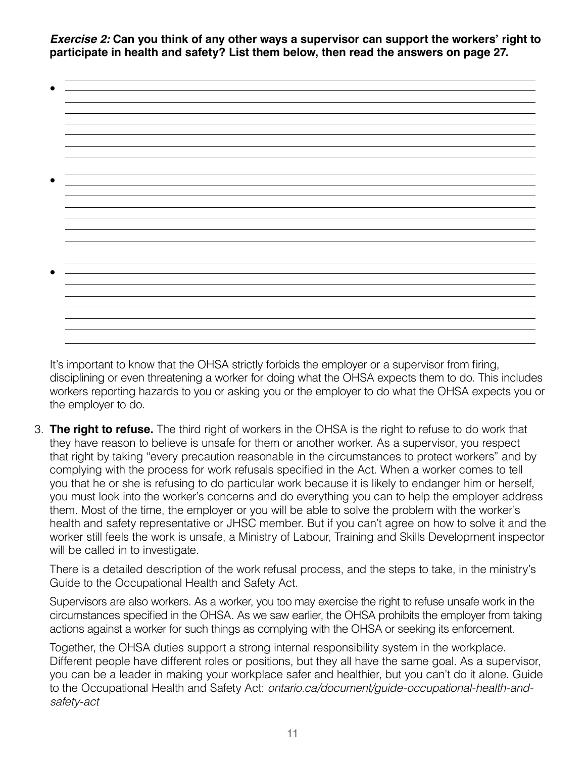***Exercise 2:*** **Can you think of any other ways a supervisor can support the workers' right to participate in health and safety? List them below, then read the answers on page 27.**

- 
- 
- 

It's important to know that the OHSA strictly forbids the employer or a supervisor from firing, disciplining or even threatening a worker for doing what the OHSA expects them to do. This includes workers reporting hazards to you or asking you or the employer to do what the OHSA expects you or the employer to do.

3. **The right to refuse.** The third right of workers in the OHSA is the right to refuse to do work that they have reason to believe is unsafe for them or another worker. As a supervisor, you respect that right by taking "every precaution reasonable in the circumstances to protect workers" and by complying with the process for work refusals specified in the Act. When a worker comes to tell you that he or she is refusing to do particular work because it is likely to endanger him or herself, you must look into the worker's concerns and do everything you can to help the employer address them. Most of the time, the employer or you will be able to solve the problem with the worker's health and safety representative or JHSC member. But if you can't agree on how to solve it and the worker still feels the work is unsafe, a Ministry of Labour, Training and Skills Development inspector will be called in to investigate.

   There is a detailed description of the work refusal process, and the steps to take, in the ministry's Guide to the Occupational Health and Safety Act.

   Supervisors are also workers. As a worker, you too may exercise the right to refuse unsafe work in the circumstances specified in the OHSA. As we saw earlier, the OHSA prohibits the employer from taking actions against a worker for such things as complying with the OHSA or seeking its enforcement.

   Together, the OHSA duties support a strong internal responsibility system in the workplace. Different people have different roles or positions, but they all have the same goal. As a supervisor, you can be a leader in making your workplace safer and healthier, but you can't do it alone. Guide to the Occupational Health and Safety Act: *ontario.ca/document/guide-occupational-health-and-safety-act*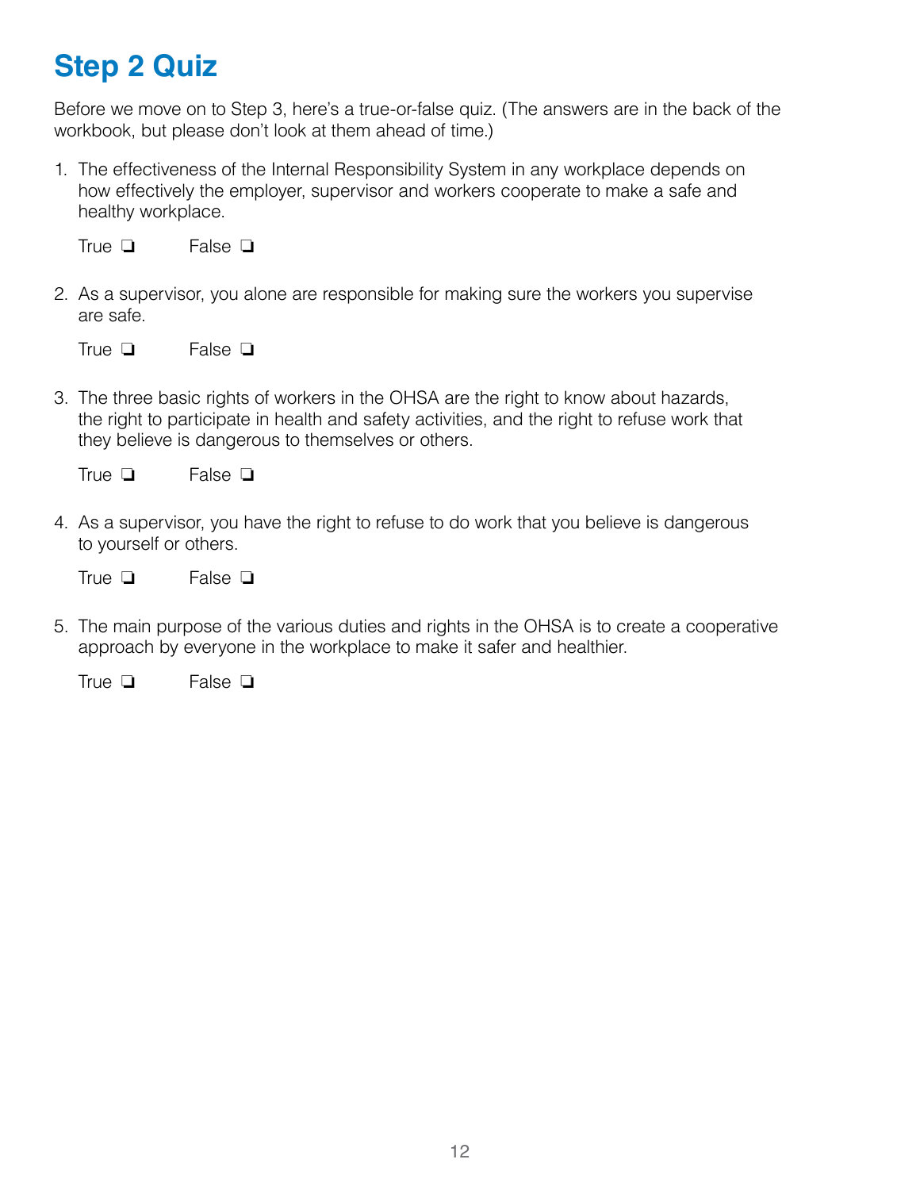# Step 2 Quiz

Before we move on to Step 3, here's a true-or-false quiz. (The answers are in the back of the workbook, but please don't look at them ahead of time.)

1. The effectiveness of the Internal Responsibility System in any workplace depends on how effectively the employer, supervisor and workers cooperate to make a safe and healthy workplace.

   True ❑ False ❑

2. As a supervisor, you alone are responsible for making sure the workers you supervise are safe.

   True ❑ False ❑

3. The three basic rights of workers in the OHSA are the right to know about hazards, the right to participate in health and safety activities, and the right to refuse work that they believe is dangerous to themselves or others.

   True ❑ False ❑

4. As a supervisor, you have the right to refuse to do work that you believe is dangerous to yourself or others.

   True ❑ False ❑

5. The main purpose of the various duties and rights in the OHSA is to create a cooperative approach by everyone in the workplace to make it safer and healthier.

   True ❑ False ❑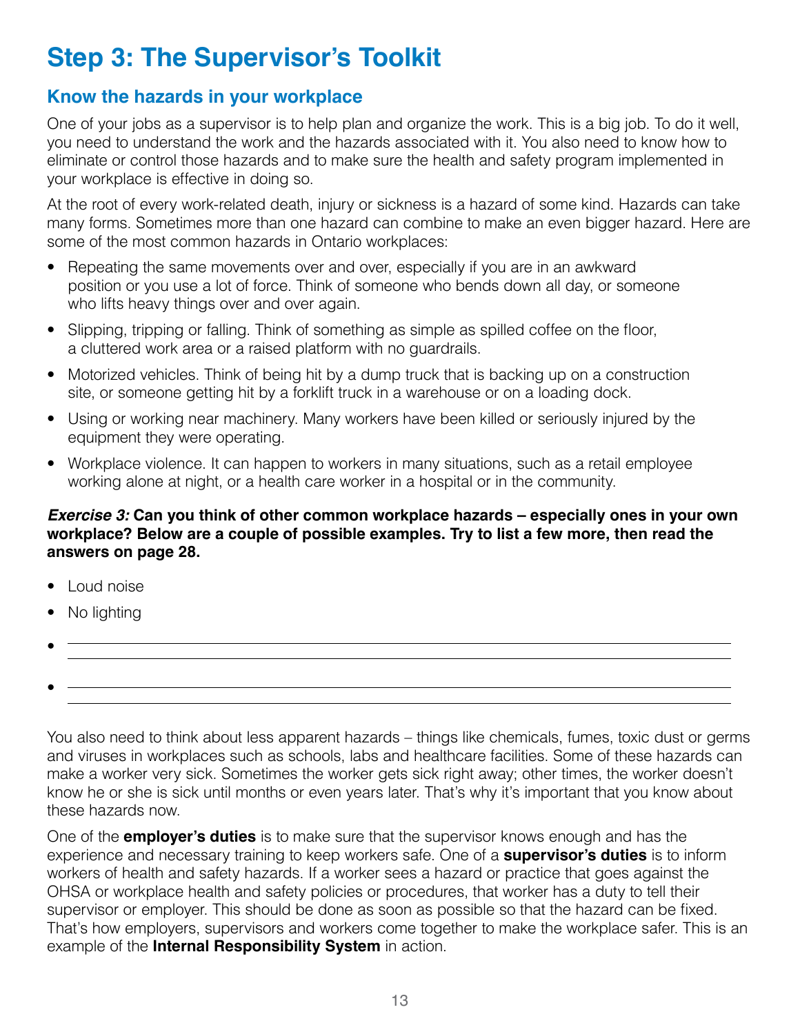# Step 3: The Supervisor's Toolkit

## Know the hazards in your workplace

One of your jobs as a supervisor is to help plan and organize the work. This is a big job. To do it well, you need to understand the work and the hazards associated with it. You also need to know how to eliminate or control those hazards and to make sure the health and safety program implemented in your workplace is effective in doing so.

At the root of every work-related death, injury or sickness is a hazard of some kind. Hazards can take many forms. Sometimes more than one hazard can combine to make an even bigger hazard. Here are some of the most common hazards in Ontario workplaces:

- Repeating the same movements over and over, especially if you are in an awkward position or you use a lot of force. Think of someone who bends down all day, or someone who lifts heavy things over and over again.
- Slipping, tripping or falling. Think of something as simple as spilled coffee on the floor, a cluttered work area or a raised platform with no guardrails.
- Motorized vehicles. Think of being hit by a dump truck that is backing up on a construction site, or someone getting hit by a forklift truck in a warehouse or on a loading dock.
- Using or working near machinery. Many workers have been killed or seriously injured by the equipment they were operating.
- Workplace violence. It can happen to workers in many situations, such as a retail employee working alone at night, or a health care worker in a hospital or in the community.

***Exercise 3:*** **Can you think of other common workplace hazards – especially ones in your own workplace? Below are a couple of possible examples. Try to list a few more, then read the answers on page 28.**

- Loud noise
- No lighting
- ____________________________________________
- ____________________________________________

You also need to think about less apparent hazards – things like chemicals, fumes, toxic dust or germs and viruses in workplaces such as schools, labs and healthcare facilities. Some of these hazards can make a worker very sick. Sometimes the worker gets sick right away; other times, the worker doesn't know he or she is sick until months or even years later. That's why it's important that you know about these hazards now.

One of the **employer's duties** is to make sure that the supervisor knows enough and has the experience and necessary training to keep workers safe. One of a **supervisor's duties** is to inform workers of health and safety hazards. If a worker sees a hazard or practice that goes against the OHSA or workplace health and safety policies or procedures, that worker has a duty to tell their supervisor or employer. This should be done as soon as possible so that the hazard can be fixed. That's how employers, supervisors and workers come together to make the workplace safer. This is an example of the **Internal Responsibility System** in action.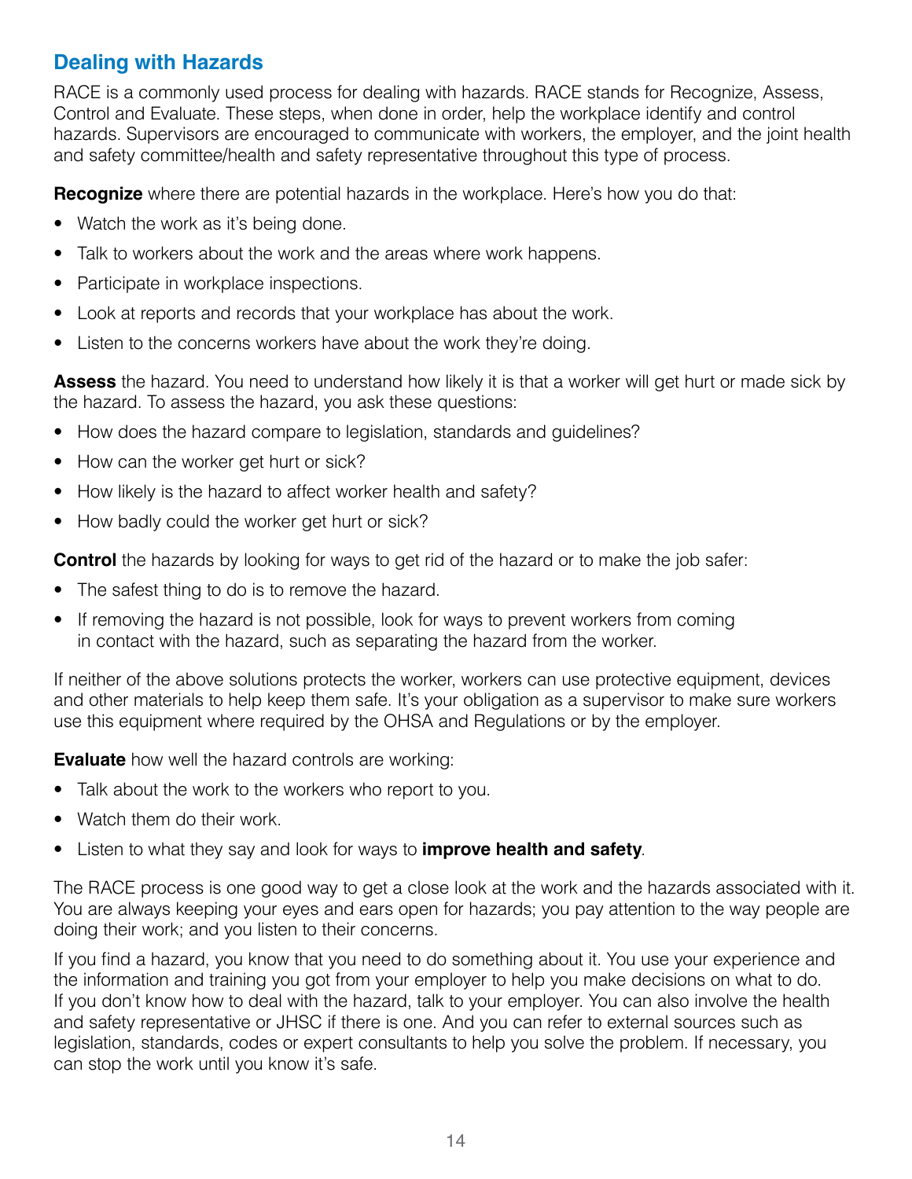## Dealing with Hazards

RACE is a commonly used process for dealing with hazards. RACE stands for Recognize, Assess, Control and Evaluate. These steps, when done in order, help the workplace identify and control hazards. Supervisors are encouraged to communicate with workers, the employer, and the joint health and safety committee/health and safety representative throughout this type of process.

**Recognize** where there are potential hazards in the workplace. Here's how you do that:

- Watch the work as it's being done.
- Talk to workers about the work and the areas where work happens.
- Participate in workplace inspections.
- Look at reports and records that your workplace has about the work.
- Listen to the concerns workers have about the work they're doing.

**Assess** the hazard. You need to understand how likely it is that a worker will get hurt or made sick by the hazard. To assess the hazard, you ask these questions:

- How does the hazard compare to legislation, standards and guidelines?
- How can the worker get hurt or sick?
- How likely is the hazard to affect worker health and safety?
- How badly could the worker get hurt or sick?

**Control** the hazards by looking for ways to get rid of the hazard or to make the job safer:

- The safest thing to do is to remove the hazard.
- If removing the hazard is not possible, look for ways to prevent workers from coming in contact with the hazard, such as separating the hazard from the worker.

If neither of the above solutions protects the worker, workers can use protective equipment, devices and other materials to help keep them safe. It's your obligation as a supervisor to make sure workers use this equipment where required by the OHSA and Regulations or by the employer.

**Evaluate** how well the hazard controls are working:

- Talk about the work to the workers who report to you.
- Watch them do their work.
- Listen to what they say and look for ways to **improve health and safety**.

The RACE process is one good way to get a close look at the work and the hazards associated with it. You are always keeping your eyes and ears open for hazards; you pay attention to the way people are doing their work; and you listen to their concerns.

If you find a hazard, you know that you need to do something about it. You use your experience and the information and training you got from your employer to help you make decisions on what to do. If you don't know how to deal with the hazard, talk to your employer. You can also involve the health and safety representative or JHSC if there is one. And you can refer to external sources such as legislation, standards, codes or expert consultants to help you solve the problem. If necessary, you can stop the work until you know it's safe.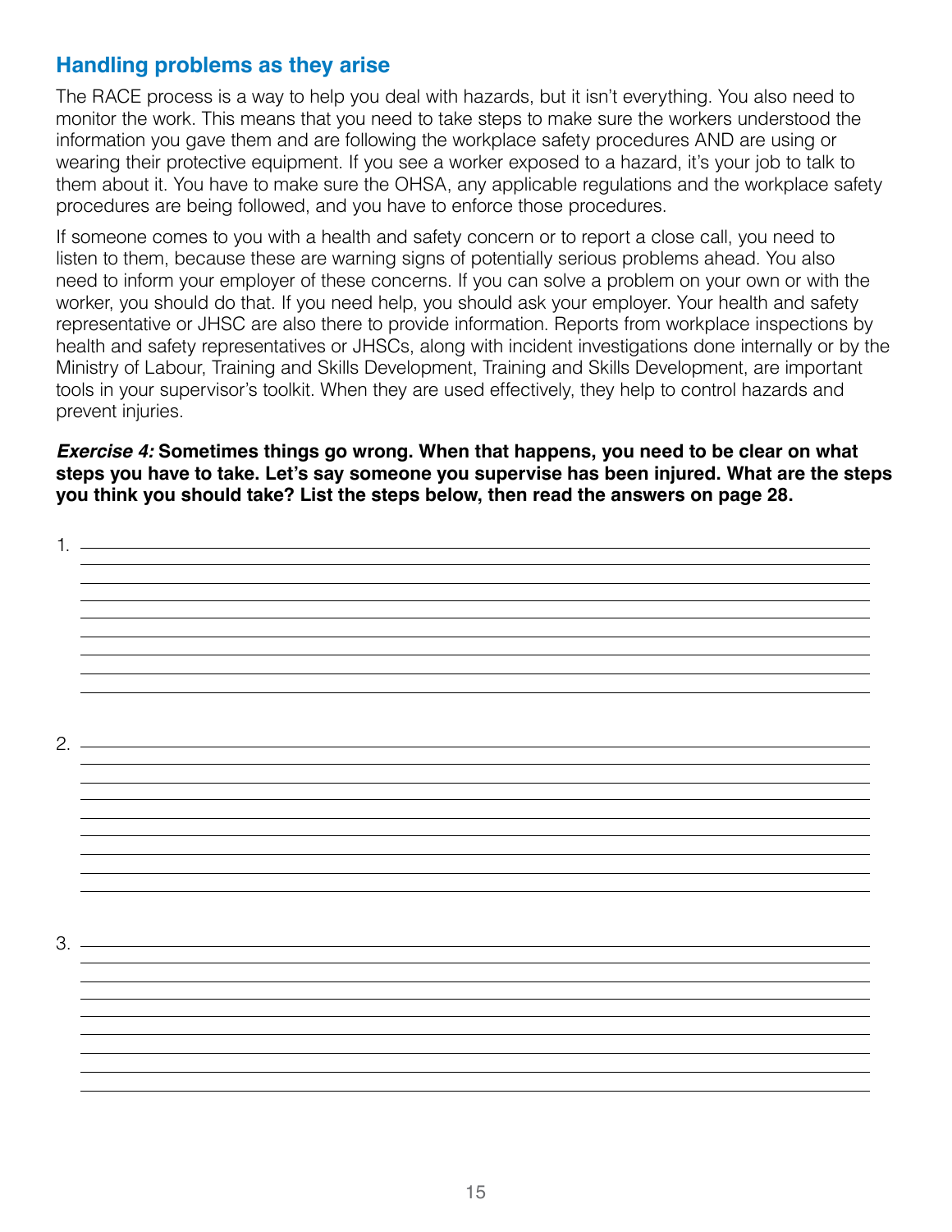## Handling problems as they arise

The RACE process is a way to help you deal with hazards, but it isn't everything. You also need to monitor the work. This means that you need to take steps to make sure the workers understood the information you gave them and are following the workplace safety procedures AND are using or wearing their protective equipment. If you see a worker exposed to a hazard, it's your job to talk to them about it. You have to make sure the OHSA, any applicable regulations and the workplace safety procedures are being followed, and you have to enforce those procedures.

If someone comes to you with a health and safety concern or to report a close call, you need to listen to them, because these are warning signs of potentially serious problems ahead. You also need to inform your employer of these concerns. If you can solve a problem on your own or with the worker, you should do that. If you need help, you should ask your employer. Your health and safety representative or JHSC are also there to provide information. Reports from workplace inspections by health and safety representatives or JHSCs, along with incident investigations done internally or by the Ministry of Labour, Training and Skills Development, Training and Skills Development, are important tools in your supervisor's toolkit. When they are used effectively, they help to control hazards and prevent injuries.

***Exercise 4:*** **Sometimes things go wrong. When that happens, you need to be clear on what steps you have to take. Let's say someone you supervise has been injured. What are the steps you think you should take? List the steps below, then read the answers on page 28.**

1. ______________________________

2. ______________________________

3. ______________________________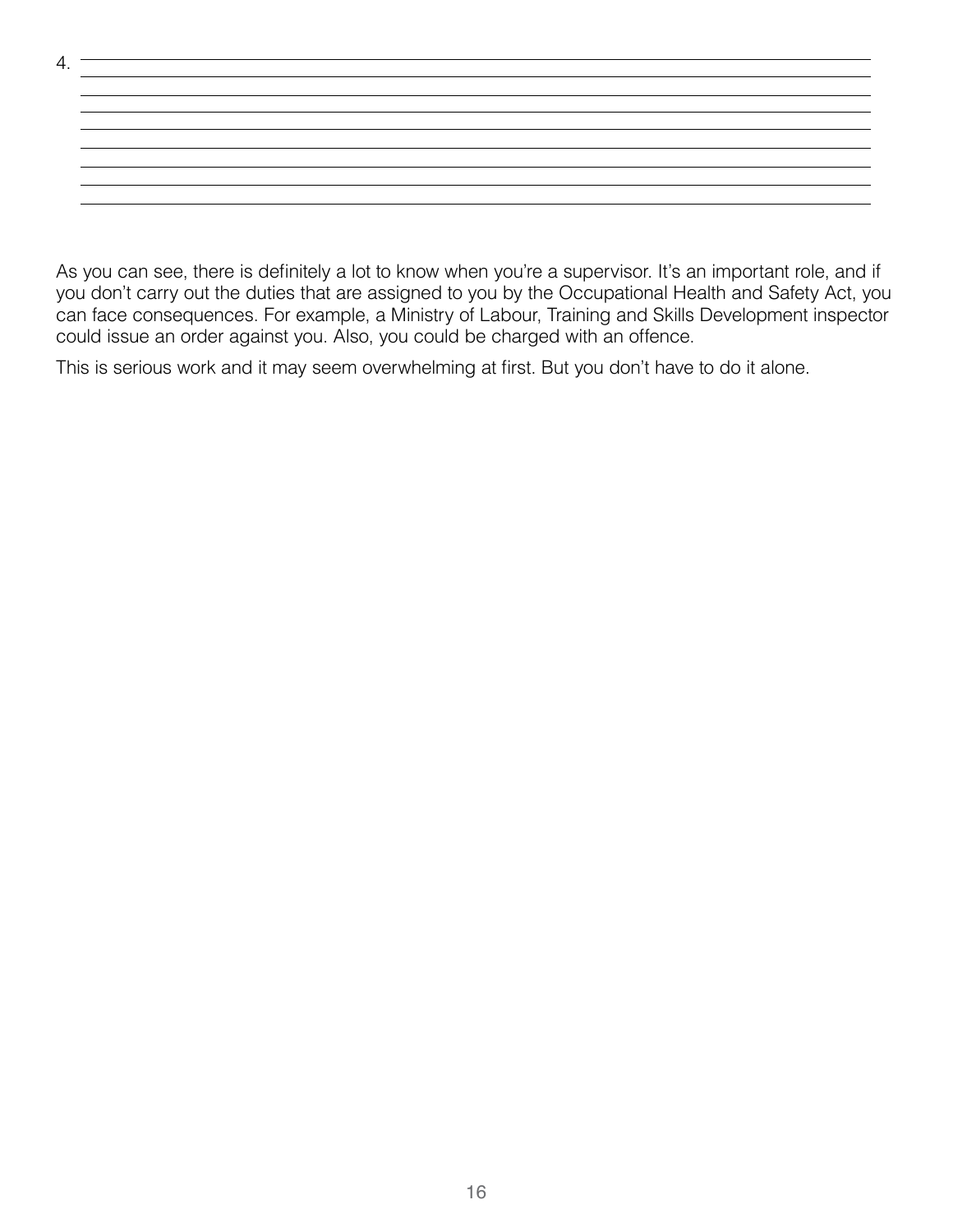4. ______________________________________________________________________________

______________________________________________________________________________

______________________________________________________________________________

______________________________________________________________________________

______________________________________________________________________________

______________________________________________________________________________

______________________________________________________________________________

______________________________________________________________________________

As you can see, there is definitely a lot to know when you're a supervisor. It's an important role, and if you don't carry out the duties that are assigned to you by the Occupational Health and Safety Act, you can face consequences. For example, a Ministry of Labour, Training and Skills Development inspector could issue an order against you. Also, you could be charged with an offence.

This is serious work and it may seem overwhelming at first. But you don't have to do it alone.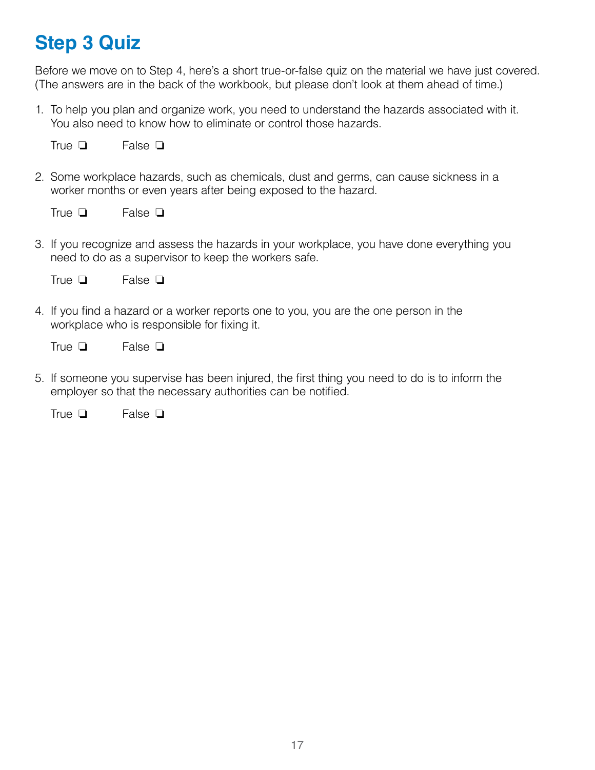# Step 3 Quiz

Before we move on to Step 4, here's a short true-or-false quiz on the material we have just covered. (The answers are in the back of the workbook, but please don't look at them ahead of time.)

1. To help you plan and organize work, you need to understand the hazards associated with it. You also need to know how to eliminate or control those hazards.

   True ❏ False ❏

2. Some workplace hazards, such as chemicals, dust and germs, can cause sickness in a worker months or even years after being exposed to the hazard.

   True ❏ False ❏

3. If you recognize and assess the hazards in your workplace, you have done everything you need to do as a supervisor to keep the workers safe.

   True ❏ False ❏

4. If you find a hazard or a worker reports one to you, you are the one person in the workplace who is responsible for fixing it.

   True ❏ False ❏

5. If someone you supervise has been injured, the first thing you need to do is to inform the employer so that the necessary authorities can be notified.

   True ❏ False ❏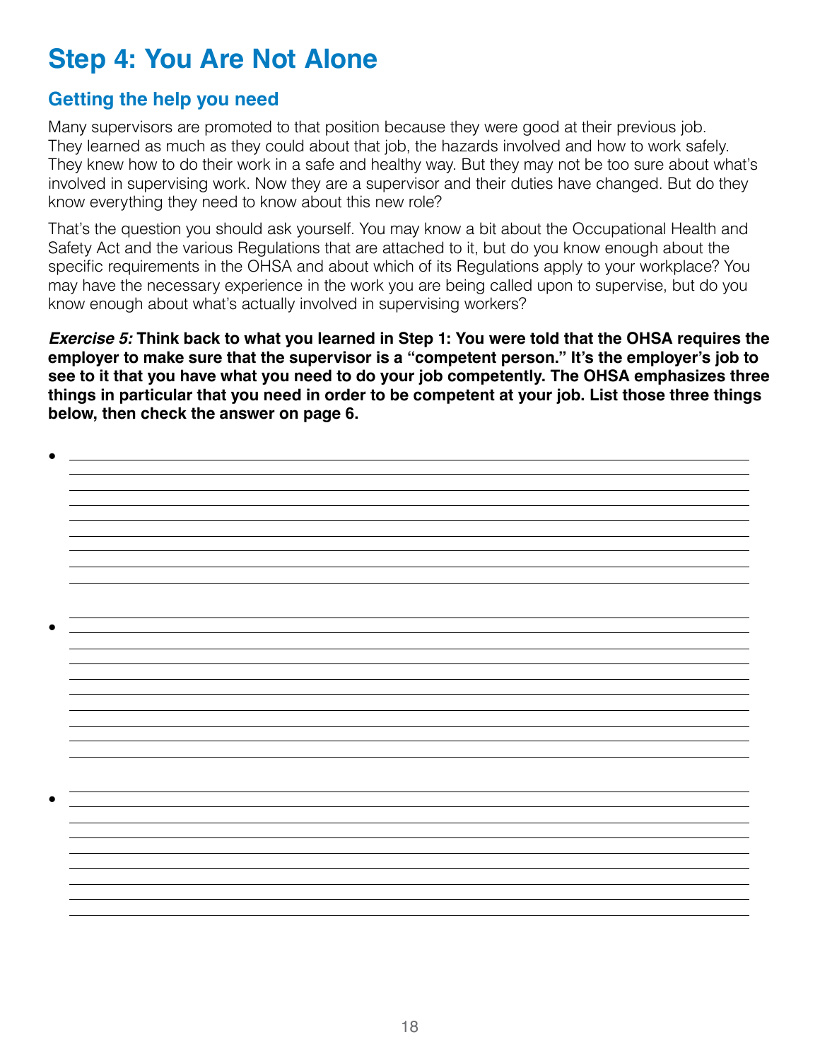# Step 4: You Are Not Alone

## Getting the help you need

Many supervisors are promoted to that position because they were good at their previous job. They learned as much as they could about that job, the hazards involved and how to work safely. They knew how to do their work in a safe and healthy way. But they may not be too sure about what's involved in supervising work. Now they are a supervisor and their duties have changed. But do they know everything they need to know about this new role?

That's the question you should ask yourself. You may know a bit about the Occupational Health and Safety Act and the various Regulations that are attached to it, but do you know enough about the specific requirements in the OHSA and about which of its Regulations apply to your workplace? You may have the necessary experience in the work you are being called upon to supervise, but do you know enough about what's actually involved in supervising workers?

***Exercise 5:*** **Think back to what you learned in Step 1: You were told that the OHSA requires the employer to make sure that the supervisor is a "competent person." It's the employer's job to see to it that you have what you need to do your job competently. The OHSA emphasizes three things in particular that you need in order to be competent at your job. List those three things below, then check the answer on page 6.**

- \_\_\_\_\_\_\_\_\_\_\_\_\_\_\_\_\_\_\_\_\_\_\_\_\_\_\_\_\_\_\_\_\_\_\_\_\_\_\_\_

- \_\_\_\_\_\_\_\_\_\_\_\_\_\_\_\_\_\_\_\_\_\_\_\_\_\_\_\_\_\_\_\_\_\_\_\_\_\_\_\_

- \_\_\_\_\_\_\_\_\_\_\_\_\_\_\_\_\_\_\_\_\_\_\_\_\_\_\_\_\_\_\_\_\_\_\_\_\_\_\_\_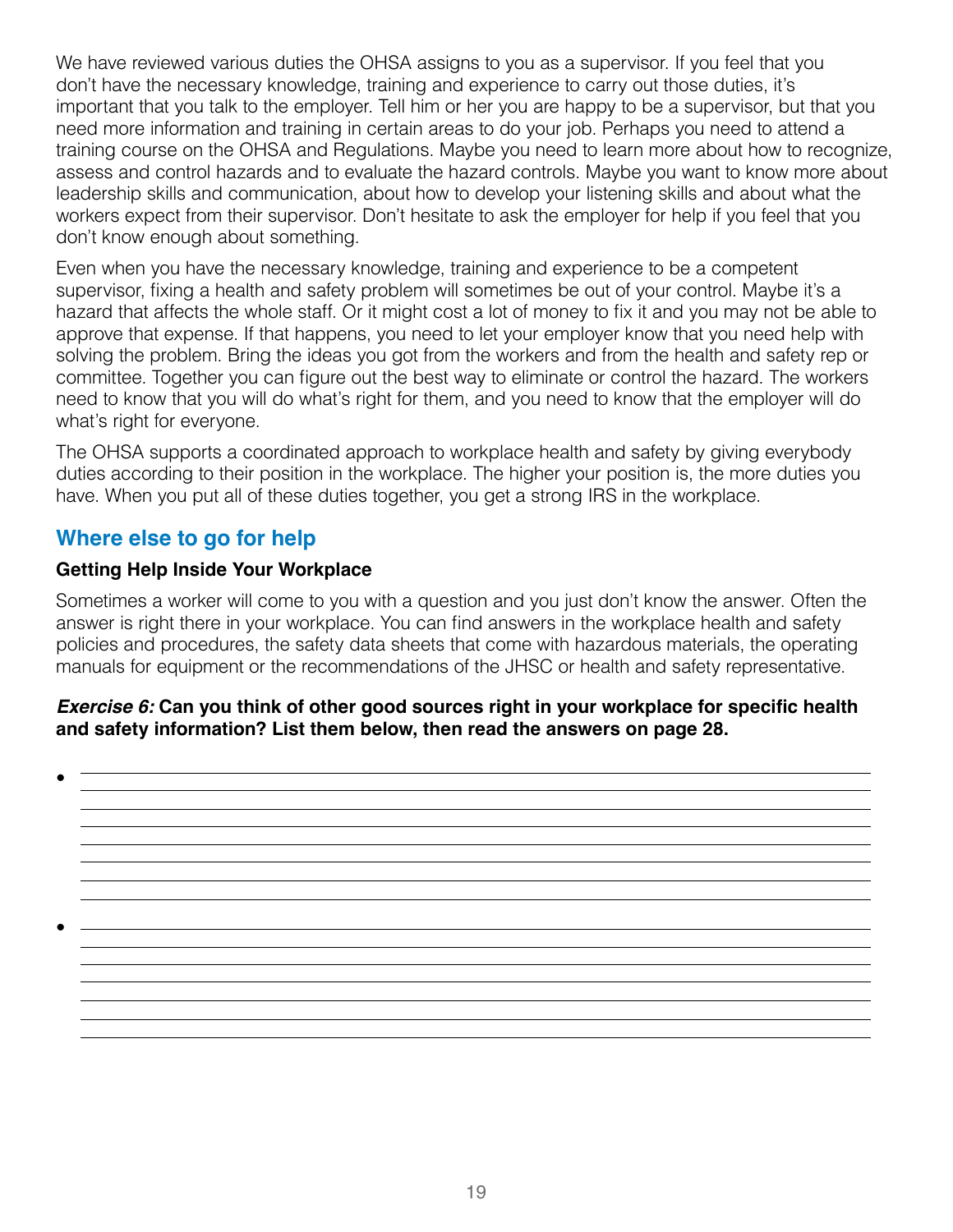We have reviewed various duties the OHSA assigns to you as a supervisor. If you feel that you don't have the necessary knowledge, training and experience to carry out those duties, it's important that you talk to the employer. Tell him or her you are happy to be a supervisor, but that you need more information and training in certain areas to do your job. Perhaps you need to attend a training course on the OHSA and Regulations. Maybe you need to learn more about how to recognize, assess and control hazards and to evaluate the hazard controls. Maybe you want to know more about leadership skills and communication, about how to develop your listening skills and about what the workers expect from their supervisor. Don't hesitate to ask the employer for help if you feel that you don't know enough about something.

Even when you have the necessary knowledge, training and experience to be a competent supervisor, fixing a health and safety problem will sometimes be out of your control. Maybe it's a hazard that affects the whole staff. Or it might cost a lot of money to fix it and you may not be able to approve that expense. If that happens, you need to let your employer know that you need help with solving the problem. Bring the ideas you got from the workers and from the health and safety rep or committee. Together you can figure out the best way to eliminate or control the hazard. The workers need to know that you will do what's right for them, and you need to know that the employer will do what's right for everyone.

The OHSA supports a coordinated approach to workplace health and safety by giving everybody duties according to their position in the workplace. The higher your position is, the more duties you have. When you put all of these duties together, you get a strong IRS in the workplace.

## Where else to go for help

### Getting Help Inside Your Workplace

Sometimes a worker will come to you with a question and you just don't know the answer. Often the answer is right there in your workplace. You can find answers in the workplace health and safety policies and procedures, the safety data sheets that come with hazardous materials, the operating manuals for equipment or the recommendations of the JHSC or health and safety representative.

***Exercise 6:*** **Can you think of other good sources right in your workplace for specific health and safety information? List them below, then read the answers on page 28.**

- \_\_\_\_\_\_\_\_\_\_\_\_\_\_\_\_\_\_\_\_\_\_\_\_\_\_\_\_\_\_\_\_\_\_\_\_\_\_\_\_\_\_\_\_\_\_\_\_\_\_\_\_\_\_\_\_\_\_\_\_\_\_\_\_\_\_\_\_\_\_\_\_
- \_\_\_\_\_\_\_\_\_\_\_\_\_\_\_\_\_\_\_\_\_\_\_\_\_\_\_\_\_\_\_\_\_\_\_\_\_\_\_\_\_\_\_\_\_\_\_\_\_\_\_\_\_\_\_\_\_\_\_\_\_\_\_\_\_\_\_\_\_\_\_\_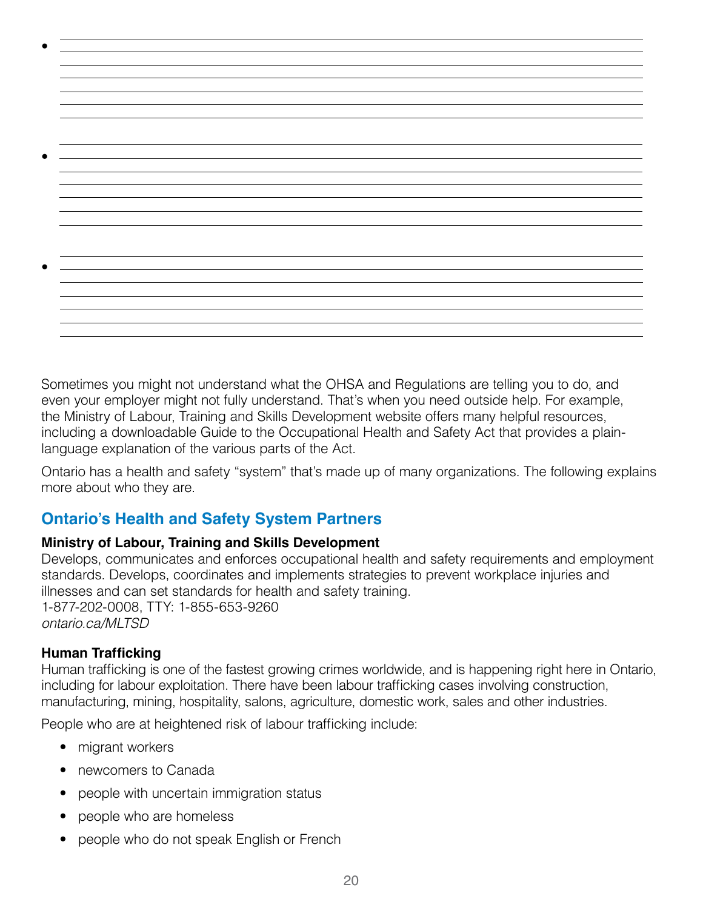- 

- 

- 

Sometimes you might not understand what the OHSA and Regulations are telling you to do, and even your employer might not fully understand. That's when you need outside help. For example, the Ministry of Labour, Training and Skills Development website offers many helpful resources, including a downloadable Guide to the Occupational Health and Safety Act that provides a plain-language explanation of the various parts of the Act.

Ontario has a health and safety "system" that's made up of many organizations. The following explains more about who they are.

## Ontario's Health and Safety System Partners

**Ministry of Labour, Training and Skills Development**
Develops, communicates and enforces occupational health and safety requirements and employment standards. Develops, coordinates and implements strategies to prevent workplace injuries and illnesses and can set standards for health and safety training.
1-877-202-0008, TTY: 1-855-653-9260
*ontario.ca/MLTSD*

**Human Trafficking**
Human trafficking is one of the fastest growing crimes worldwide, and is happening right here in Ontario, including for labour exploitation. There have been labour trafficking cases involving construction, manufacturing, mining, hospitality, salons, agriculture, domestic work, sales and other industries.

People who are at heightened risk of labour trafficking include:

- migrant workers
- newcomers to Canada
- people with uncertain immigration status
- people who are homeless
- people who do not speak English or French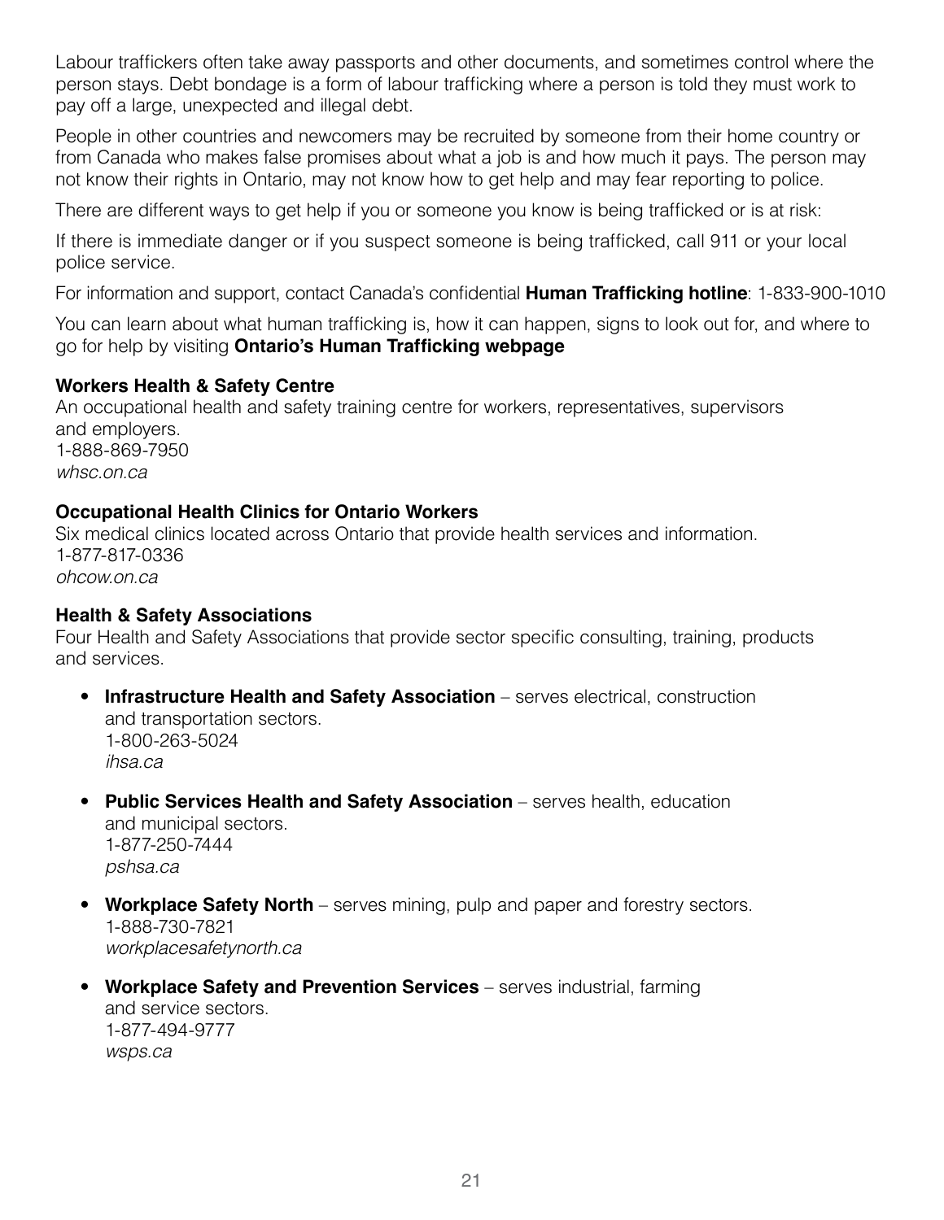Labour traffickers often take away passports and other documents, and sometimes control where the person stays. Debt bondage is a form of labour trafficking where a person is told they must work to pay off a large, unexpected and illegal debt.

People in other countries and newcomers may be recruited by someone from their home country or from Canada who makes false promises about what a job is and how much it pays. The person may not know their rights in Ontario, may not know how to get help and may fear reporting to police.

There are different ways to get help if you or someone you know is being trafficked or is at risk:

If there is immediate danger or if you suspect someone is being trafficked, call 911 or your local police service.

For information and support, contact Canada's confidential **Human Trafficking hotline**: 1-833-900-1010

You can learn about what human trafficking is, how it can happen, signs to look out for, and where to go for help by visiting **Ontario's Human Trafficking webpage**

**Workers Health & Safety Centre**
An occupational health and safety training centre for workers, representatives, supervisors and employers.
1-888-869-7950
*whsc.on.ca*

**Occupational Health Clinics for Ontario Workers**
Six medical clinics located across Ontario that provide health services and information.
1-877-817-0336
*ohcow.on.ca*

**Health & Safety Associations**
Four Health and Safety Associations that provide sector specific consulting, training, products and services.

- **Infrastructure Health and Safety Association** – serves electrical, construction and transportation sectors.
  1-800-263-5024
  *ihsa.ca*
- **Public Services Health and Safety Association** – serves health, education and municipal sectors.
  1-877-250-7444
  *pshsa.ca*
- **Workplace Safety North** – serves mining, pulp and paper and forestry sectors.
  1-888-730-7821
  *workplacesafetynorth.ca*
- **Workplace Safety and Prevention Services** – serves industrial, farming and service sectors.
  1-877-494-9777
  *wsps.ca*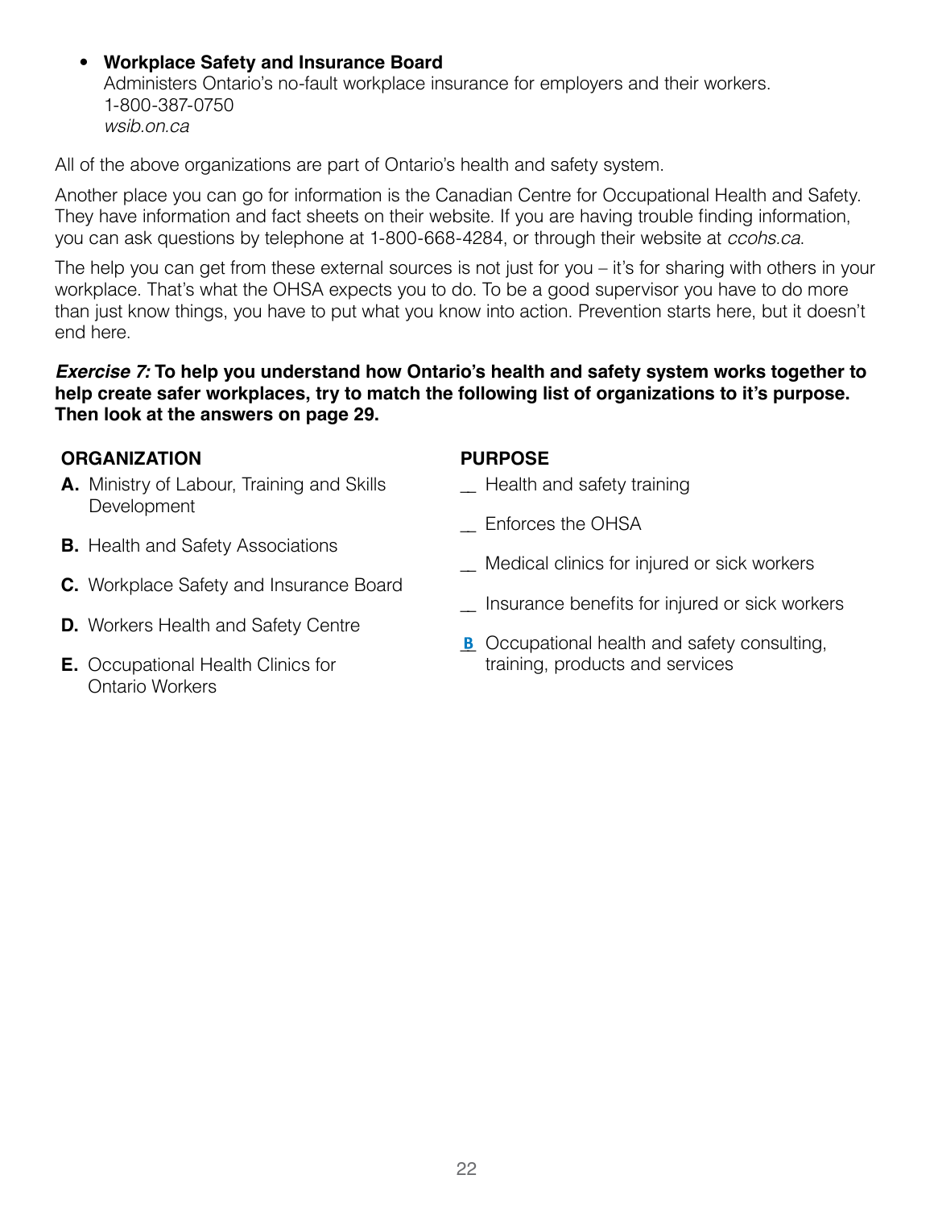- **Workplace Safety and Insurance Board**
  Administers Ontario's no-fault workplace insurance for employers and their workers.
  1-800-387-0750
  *wsib.on.ca*

All of the above organizations are part of Ontario's health and safety system.

Another place you can go for information is the Canadian Centre for Occupational Health and Safety. They have information and fact sheets on their website. If you are having trouble finding information, you can ask questions by telephone at 1-800-668-4284, or through their website at *ccohs.ca*.

The help you can get from these external sources is not just for you – it's for sharing with others in your workplace. That's what the OHSA expects you to do. To be a good supervisor you have to do more than just know things, you have to put what you know into action. Prevention starts here, but it doesn't end here.

***Exercise 7:*** **To help you understand how Ontario's health and safety system works together to help create safer workplaces, try to match the following list of organizations to it's purpose. Then look at the answers on page 29.**

**ORGANIZATION**

**A.** Ministry of Labour, Training and Skills Development

**B.** Health and Safety Associations

**C.** Workplace Safety and Insurance Board

**D.** Workers Health and Safety Centre

**E.** Occupational Health Clinics for Ontario Workers

**PURPOSE**

__ Health and safety training

__ Enforces the OHSA

__ Medical clinics for injured or sick workers

__ Insurance benefits for injured or sick workers

_B_ Occupational health and safety consulting, training, products and services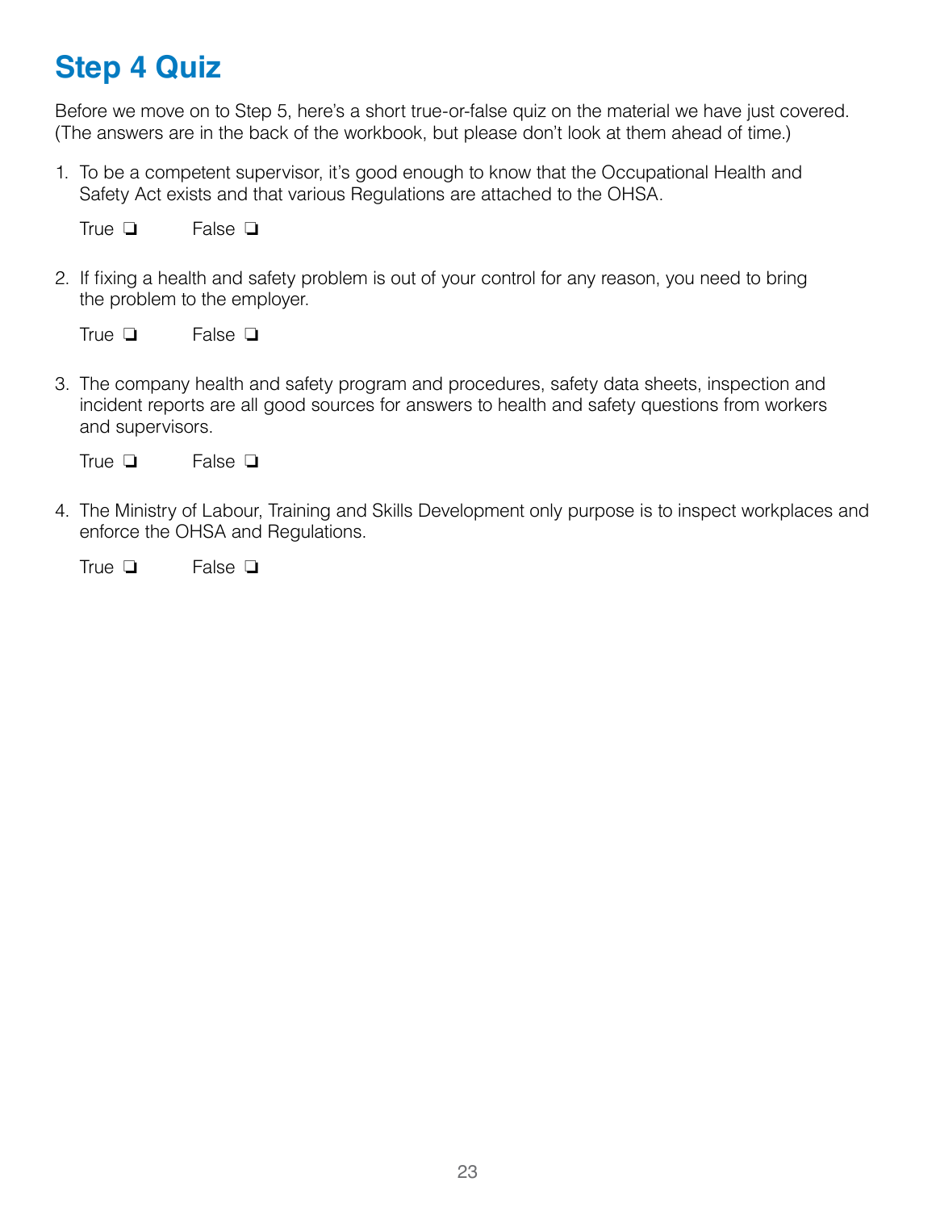# Step 4 Quiz

Before we move on to Step 5, here's a short true-or-false quiz on the material we have just covered. (The answers are in the back of the workbook, but please don't look at them ahead of time.)

1. To be a competent supervisor, it's good enough to know that the Occupational Health and Safety Act exists and that various Regulations are attached to the OHSA.

   True ❏ False ❏

2. If fixing a health and safety problem is out of your control for any reason, you need to bring the problem to the employer.

   True ❏ False ❏

3. The company health and safety program and procedures, safety data sheets, inspection and incident reports are all good sources for answers to health and safety questions from workers and supervisors.

   True ❏ False ❏

4. The Ministry of Labour, Training and Skills Development only purpose is to inspect workplaces and enforce the OHSA and Regulations.

   True ❏ False ❏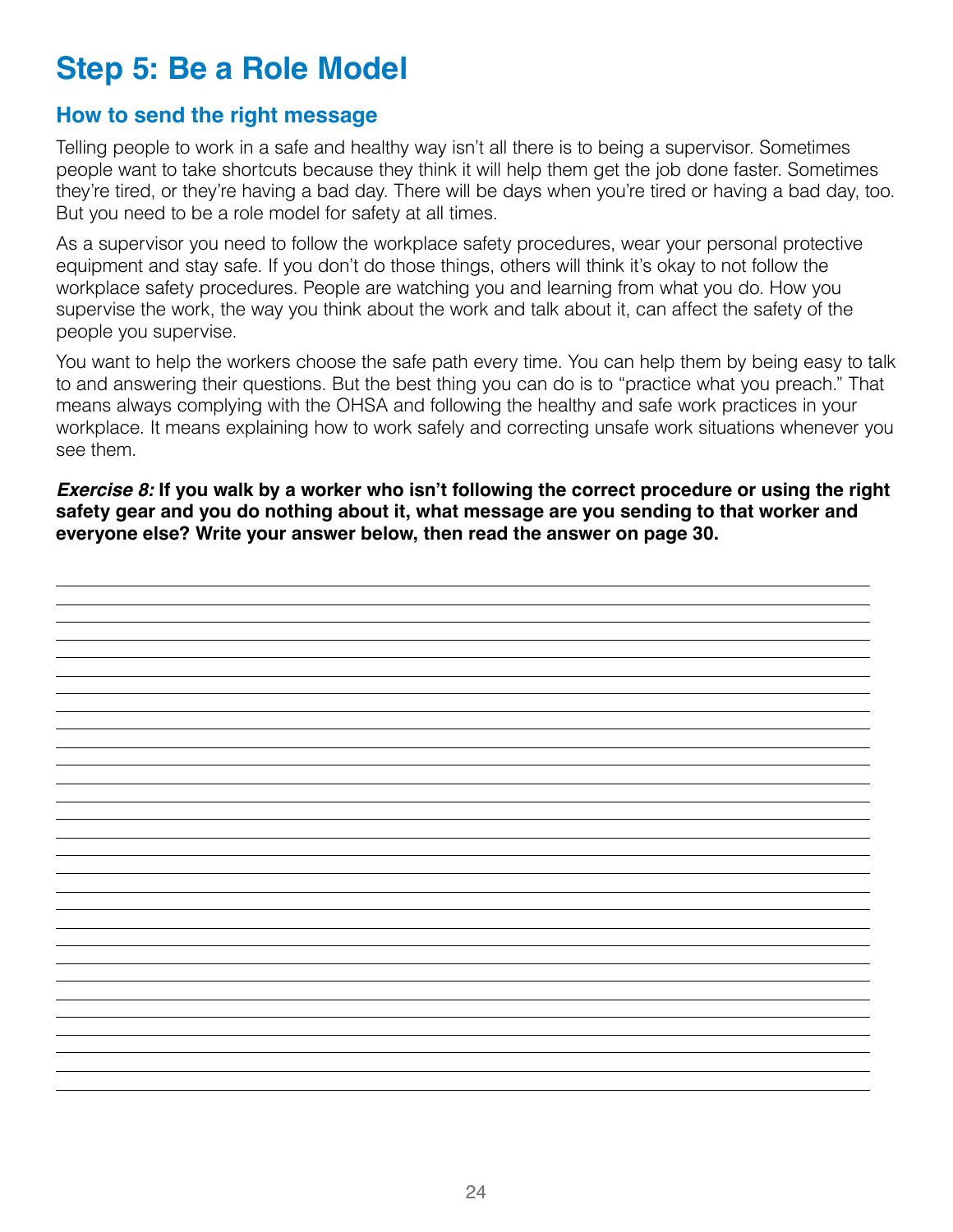# Step 5: Be a Role Model

## How to send the right message

Telling people to work in a safe and healthy way isn't all there is to being a supervisor. Sometimes people want to take shortcuts because they think it will help them get the job done faster. Sometimes they're tired, or they're having a bad day. There will be days when you're tired or having a bad day, too. But you need to be a role model for safety at all times.

As a supervisor you need to follow the workplace safety procedures, wear your personal protective equipment and stay safe. If you don't do those things, others will think it's okay to not follow the workplace safety procedures. People are watching you and learning from what you do. How you supervise the work, the way you think about the work and talk about it, can affect the safety of the people you supervise.

You want to help the workers choose the safe path every time. You can help them by being easy to talk to and answering their questions. But the best thing you can do is to "practice what you preach." That means always complying with the OHSA and following the healthy and safe work practices in your workplace. It means explaining how to work safely and correcting unsafe work situations whenever you see them.

***Exercise 8:*** **If you walk by a worker who isn't following the correct procedure or using the right safety gear and you do nothing about it, what message are you sending to that worker and everyone else? Write your answer below, then read the answer on page 30.**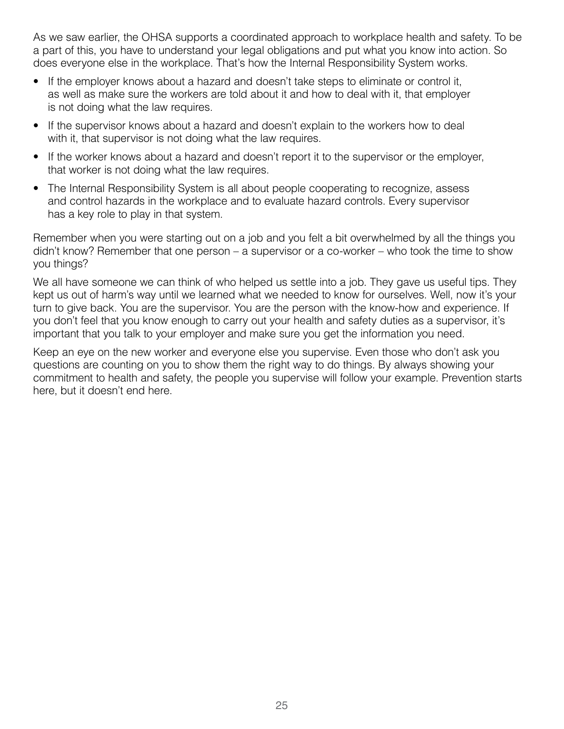As we saw earlier, the OHSA supports a coordinated approach to workplace health and safety. To be a part of this, you have to understand your legal obligations and put what you know into action. So does everyone else in the workplace. That's how the Internal Responsibility System works.

- If the employer knows about a hazard and doesn't take steps to eliminate or control it, as well as make sure the workers are told about it and how to deal with it, that employer is not doing what the law requires.
- If the supervisor knows about a hazard and doesn't explain to the workers how to deal with it, that supervisor is not doing what the law requires.
- If the worker knows about a hazard and doesn't report it to the supervisor or the employer, that worker is not doing what the law requires.
- The Internal Responsibility System is all about people cooperating to recognize, assess and control hazards in the workplace and to evaluate hazard controls. Every supervisor has a key role to play in that system.

Remember when you were starting out on a job and you felt a bit overwhelmed by all the things you didn't know? Remember that one person – a supervisor or a co-worker – who took the time to show you things?

We all have someone we can think of who helped us settle into a job. They gave us useful tips. They kept us out of harm's way until we learned what we needed to know for ourselves. Well, now it's your turn to give back. You are the supervisor. You are the person with the know-how and experience. If you don't feel that you know enough to carry out your health and safety duties as a supervisor, it's important that you talk to your employer and make sure you get the information you need.

Keep an eye on the new worker and everyone else you supervise. Even those who don't ask you questions are counting on you to show them the right way to do things. By always showing your commitment to health and safety, the people you supervise will follow your example. Prevention starts here, but it doesn't end here.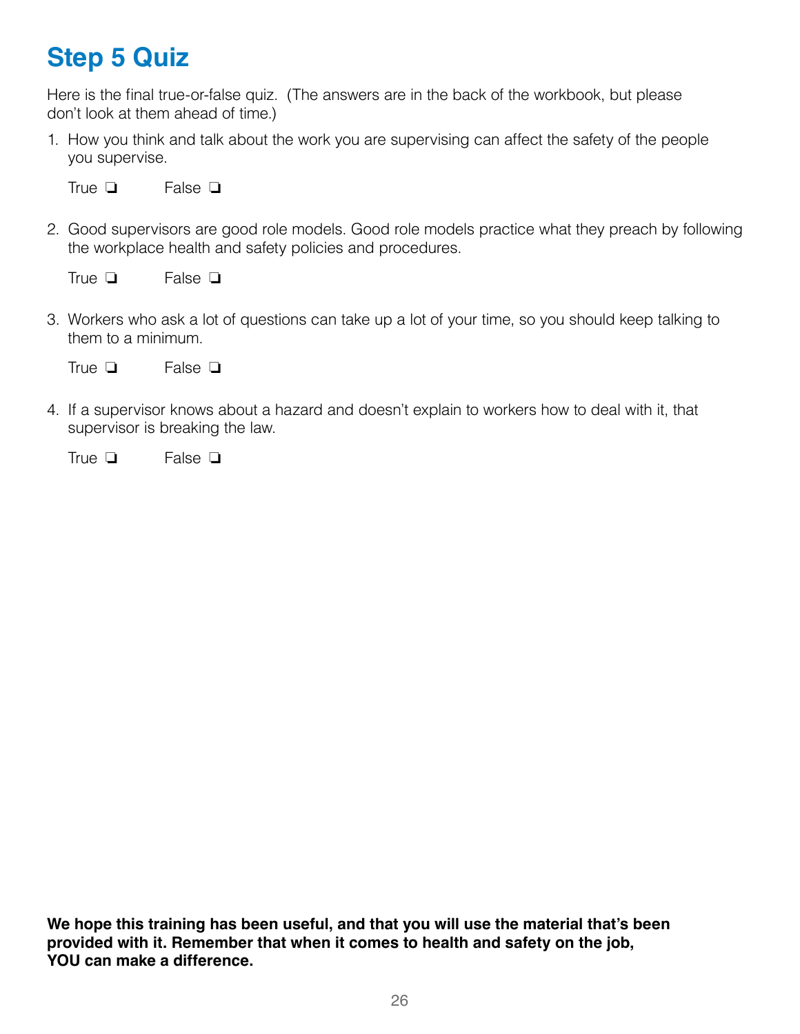# Step 5 Quiz

Here is the final true-or-false quiz. (The answers are in the back of the workbook, but please don't look at them ahead of time.)

1. How you think and talk about the work you are supervising can affect the safety of the people you supervise.

   True ❏ False ❏

2. Good supervisors are good role models. Good role models practice what they preach by following the workplace health and safety policies and procedures.

   True ❏ False ❏

3. Workers who ask a lot of questions can take up a lot of your time, so you should keep talking to them to a minimum.

   True ❏ False ❏

4. If a supervisor knows about a hazard and doesn't explain to workers how to deal with it, that supervisor is breaking the law.

   True ❏ False ❏

**We hope this training has been useful, and that you will use the material that's been provided with it. Remember that when it comes to health and safety on the job, YOU can make a difference.**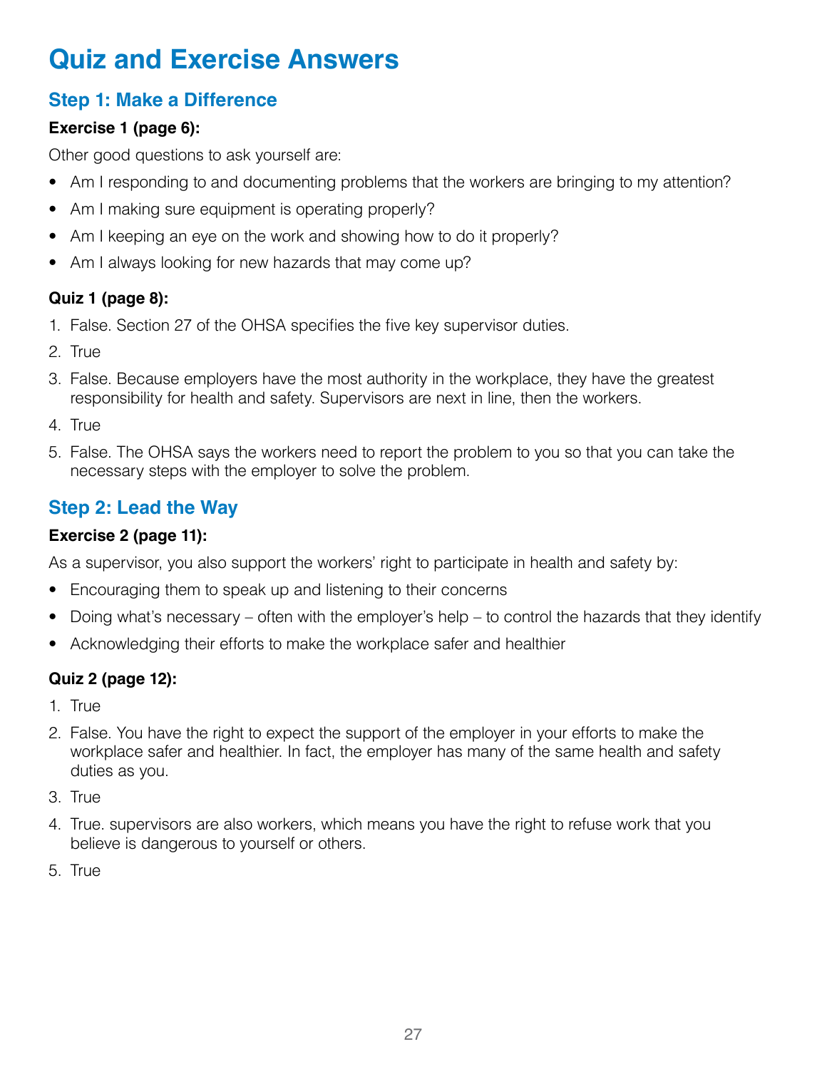# Quiz and Exercise Answers

## Step 1: Make a Difference

**Exercise 1 (page 6):**

Other good questions to ask yourself are:

- Am I responding to and documenting problems that the workers are bringing to my attention?
- Am I making sure equipment is operating properly?
- Am I keeping an eye on the work and showing how to do it properly?
- Am I always looking for new hazards that may come up?

**Quiz 1 (page 8):**

1. False. Section 27 of the OHSA specifies the five key supervisor duties.
2. True
3. False. Because employers have the most authority in the workplace, they have the greatest responsibility for health and safety. Supervisors are next in line, then the workers.
4. True
5. False. The OHSA says the workers need to report the problem to you so that you can take the necessary steps with the employer to solve the problem.

## Step 2: Lead the Way

**Exercise 2 (page 11):**

As a supervisor, you also support the workers' right to participate in health and safety by:

- Encouraging them to speak up and listening to their concerns
- Doing what's necessary – often with the employer's help – to control the hazards that they identify
- Acknowledging their efforts to make the workplace safer and healthier

**Quiz 2 (page 12):**

1. True
2. False. You have the right to expect the support of the employer in your efforts to make the workplace safer and healthier. In fact, the employer has many of the same health and safety duties as you.
3. True
4. True. supervisors are also workers, which means you have the right to refuse work that you believe is dangerous to yourself or others.
5. True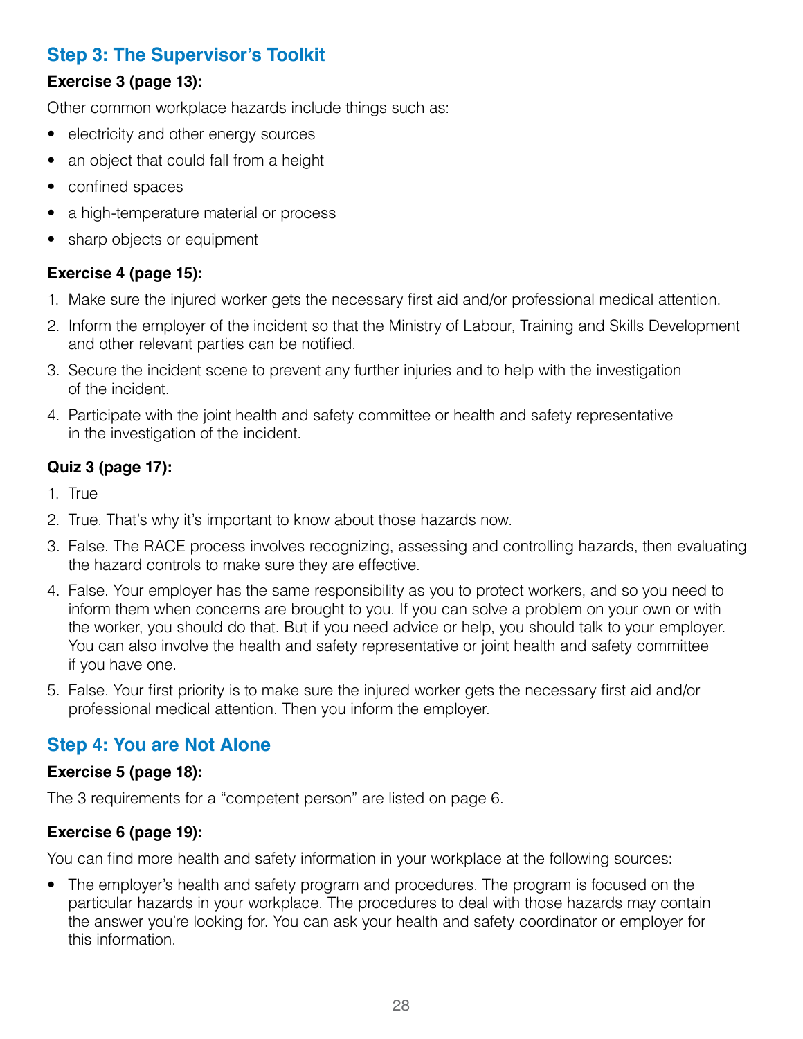## Step 3: The Supervisor's Toolkit

**Exercise 3 (page 13):**

Other common workplace hazards include things such as:

- electricity and other energy sources
- an object that could fall from a height
- confined spaces
- a high-temperature material or process
- sharp objects or equipment

**Exercise 4 (page 15):**

1. Make sure the injured worker gets the necessary first aid and/or professional medical attention.
2. Inform the employer of the incident so that the Ministry of Labour, Training and Skills Development and other relevant parties can be notified.
3. Secure the incident scene to prevent any further injuries and to help with the investigation of the incident.
4. Participate with the joint health and safety committee or health and safety representative in the investigation of the incident.

**Quiz 3 (page 17):**

1. True
2. True. That's why it's important to know about those hazards now.
3. False. The RACE process involves recognizing, assessing and controlling hazards, then evaluating the hazard controls to make sure they are effective.
4. False. Your employer has the same responsibility as you to protect workers, and so you need to inform them when concerns are brought to you. If you can solve a problem on your own or with the worker, you should do that. But if you need advice or help, you should talk to your employer. You can also involve the health and safety representative or joint health and safety committee if you have one.
5. False. Your first priority is to make sure the injured worker gets the necessary first aid and/or professional medical attention. Then you inform the employer.

## Step 4: You are Not Alone

**Exercise 5 (page 18):**

The 3 requirements for a "competent person" are listed on page 6.

**Exercise 6 (page 19):**

You can find more health and safety information in your workplace at the following sources:

- The employer's health and safety program and procedures. The program is focused on the particular hazards in your workplace. The procedures to deal with those hazards may contain the answer you're looking for. You can ask your health and safety coordinator or employer for this information.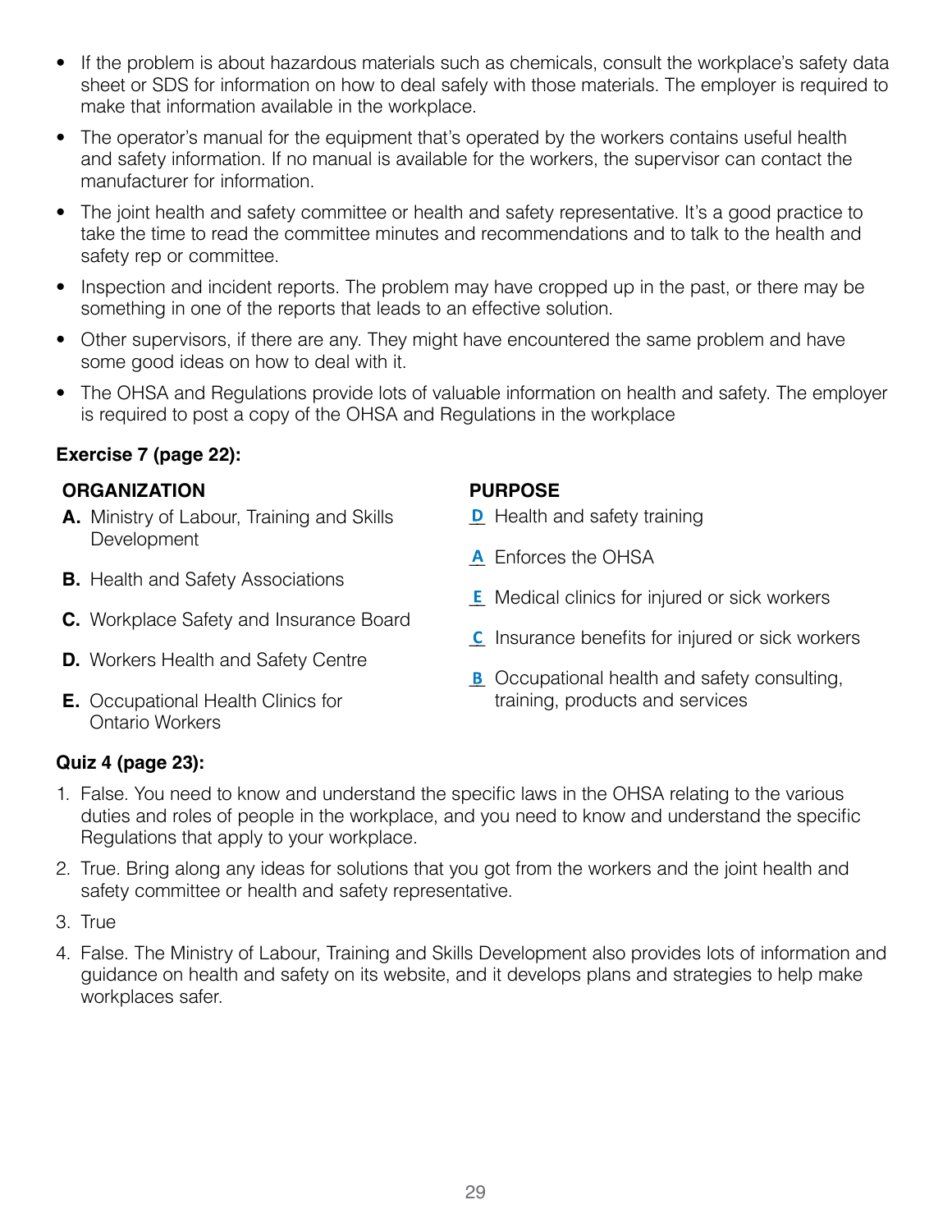- If the problem is about hazardous materials such as chemicals, consult the workplace's safety data sheet or SDS for information on how to deal safely with those materials. The employer is required to make that information available in the workplace.
- The operator's manual for the equipment that's operated by the workers contains useful health and safety information. If no manual is available for the workers, the supervisor can contact the manufacturer for information.
- The joint health and safety committee or health and safety representative. It's a good practice to take the time to read the committee minutes and recommendations and to talk to the health and safety rep or committee.
- Inspection and incident reports. The problem may have cropped up in the past, or there may be something in one of the reports that leads to an effective solution.
- Other supervisors, if there are any. They might have encountered the same problem and have some good ideas on how to deal with it.
- The OHSA and Regulations provide lots of valuable information on health and safety. The employer is required to post a copy of the OHSA and Regulations in the workplace

**Exercise 7 (page 22):**

**ORGANIZATION**

**A.** Ministry of Labour, Training and Skills Development

**B.** Health and Safety Associations

**C.** Workplace Safety and Insurance Board

**D.** Workers Health and Safety Centre

**E.** Occupational Health Clinics for Ontario Workers

**PURPOSE**

D Health and safety training

A Enforces the OHSA

E Medical clinics for injured or sick workers

C Insurance benefits for injured or sick workers

B Occupational health and safety consulting, training, products and services

**Quiz 4 (page 23):**

1. False. You need to know and understand the specific laws in the OHSA relating to the various duties and roles of people in the workplace, and you need to know and understand the specific Regulations that apply to your workplace.
2. True. Bring along any ideas for solutions that you got from the workers and the joint health and safety committee or health and safety representative.
3. True
4. False. The Ministry of Labour, Training and Skills Development also provides lots of information and guidance on health and safety on its website, and it develops plans and strategies to help make workplaces safer.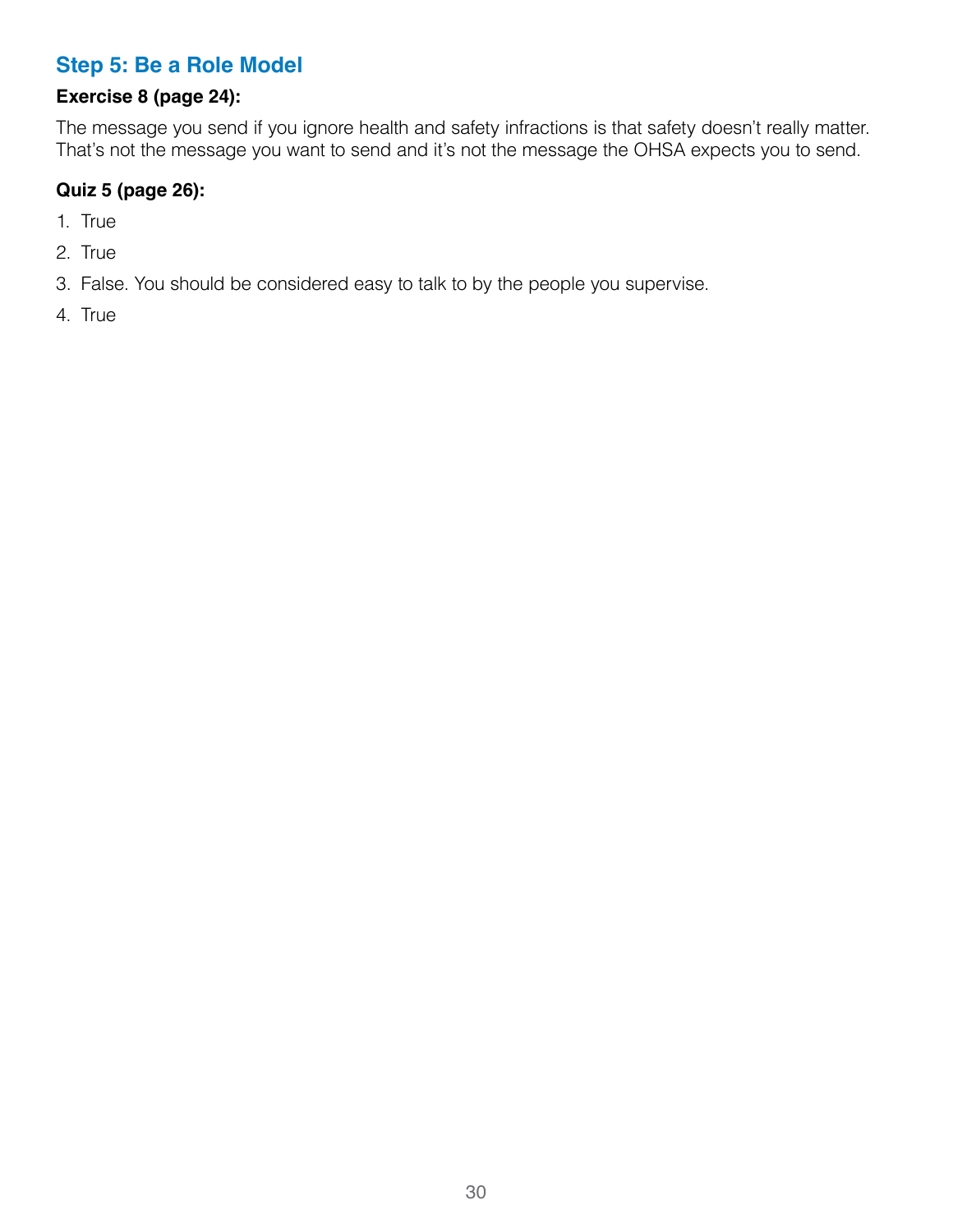## Step 5: Be a Role Model

**Exercise 8 (page 24):**

The message you send if you ignore health and safety infractions is that safety doesn't really matter. That's not the message you want to send and it's not the message the OHSA expects you to send.

**Quiz 5 (page 26):**

1. True
2. True
3. False. You should be considered easy to talk to by the people you supervise.
4. True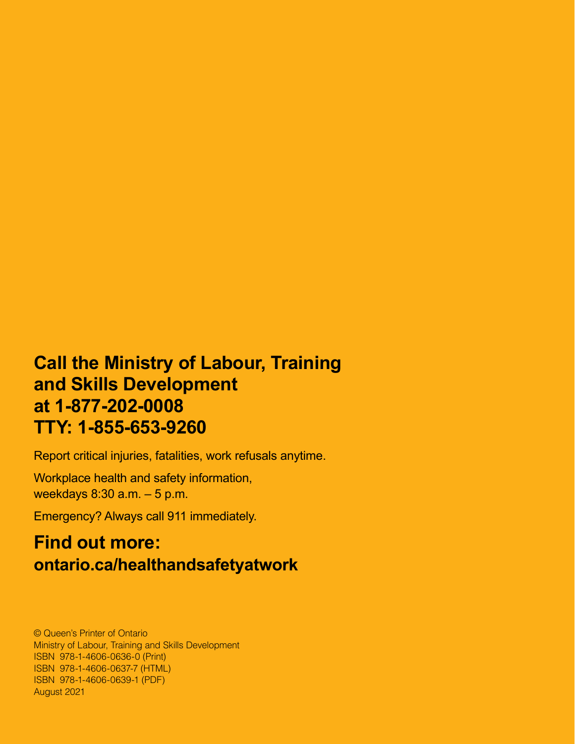## Call the Ministry of Labour, Training and Skills Development at 1-877-202-0008 TTY: 1-855-653-9260

Report critical injuries, fatalities, work refusals anytime.

Workplace health and safety information, weekdays 8:30 a.m. – 5 p.m.

Emergency? Always call 911 immediately.

## Find out more: ontario.ca/healthandsafetyatwork

© Queen's Printer of Ontario
Ministry of Labour, Training and Skills Development
ISBN 978-1-4606-0636-0 (Print)
ISBN 978-1-4606-0637-7 (HTML)
ISBN 978-1-4606-0639-1 (PDF)
August 2021